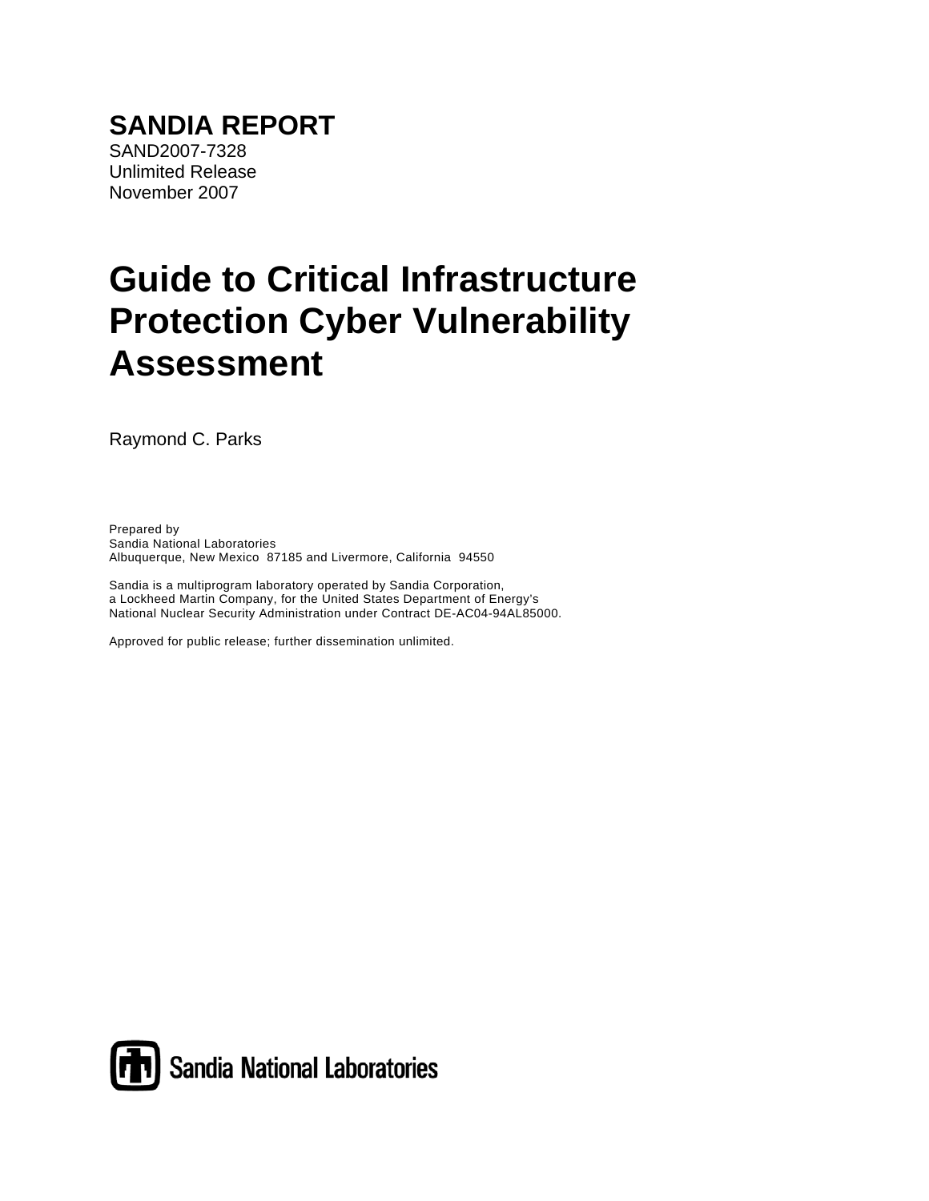**SANDIA REPORT**

SAND2007-7328
Unlimited Release
November 2007

# Guide to Critical Infrastructure Protection Cyber Vulnerability Assessment

Raymond C. Parks

Prepared by
Sandia National Laboratories
Albuquerque, New Mexico 87185 and Livermore, California 94550

Sandia is a multiprogram laboratory operated by Sandia Corporation,
a Lockheed Martin Company, for the United States Department of Energy's
National Nuclear Security Administration under Contract DE-AC04-94AL85000.

Approved for public release; further dissemination unlimited.

Sandia National Laboratories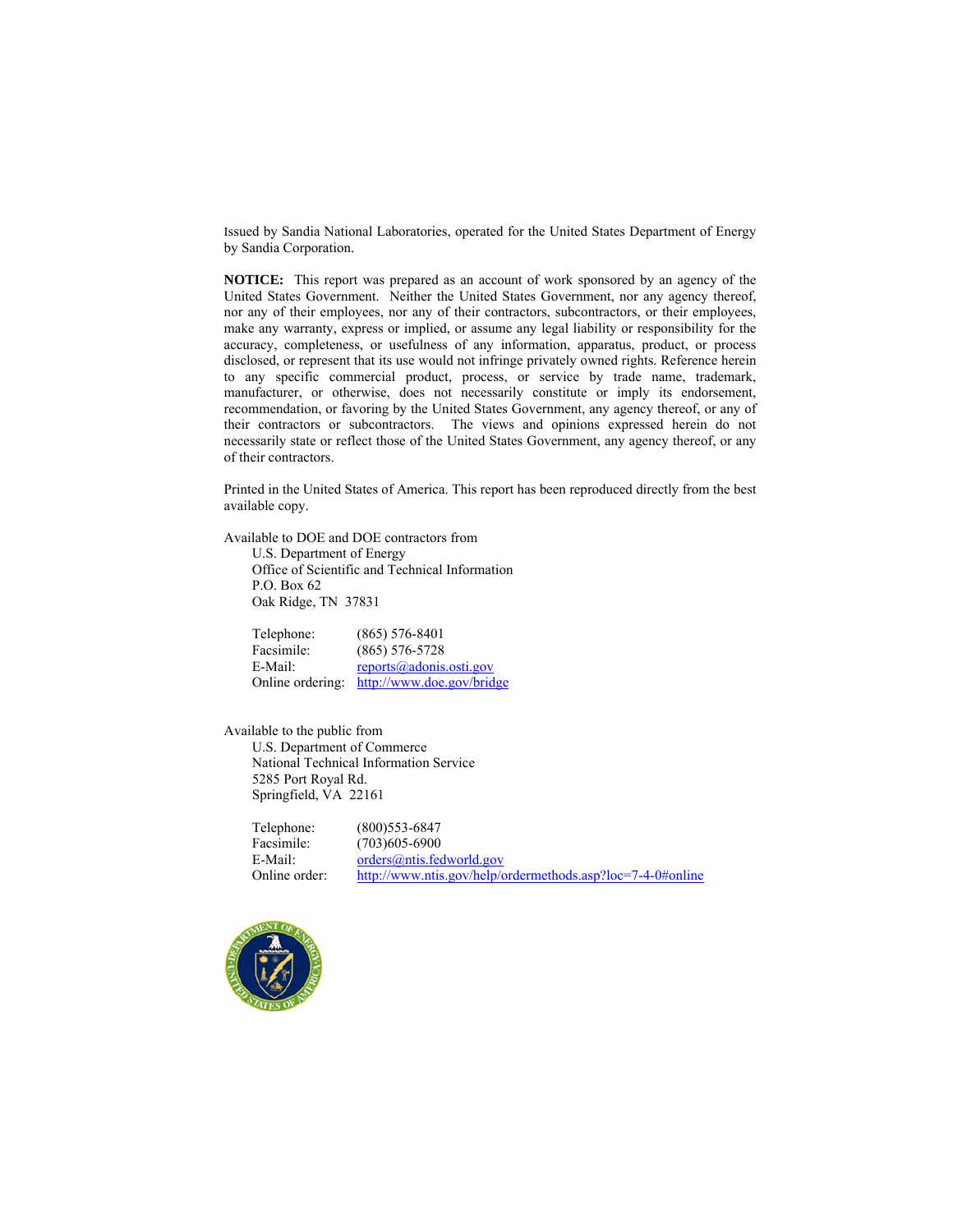Issued by Sandia National Laboratories, operated for the United States Department of Energy by Sandia Corporation.

**NOTICE:** This report was prepared as an account of work sponsored by an agency of the United States Government. Neither the United States Government, nor any agency thereof, nor any of their employees, nor any of their contractors, subcontractors, or their employees, make any warranty, express or implied, or assume any legal liability or responsibility for the accuracy, completeness, or usefulness of any information, apparatus, product, or process disclosed, or represent that its use would not infringe privately owned rights. Reference herein to any specific commercial product, process, or service by trade name, trademark, manufacturer, or otherwise, does not necessarily constitute or imply its endorsement, recommendation, or favoring by the United States Government, any agency thereof, or any of their contractors or subcontractors. The views and opinions expressed herein do not necessarily state or reflect those of the United States Government, any agency thereof, or any of their contractors.

Printed in the United States of America. This report has been reproduced directly from the best available copy.

Available to DOE and DOE contractors from
U.S. Department of Energy
Office of Scientific and Technical Information
P.O. Box 62
Oak Ridge, TN 37831

Telephone: (865) 576-8401
Facsimile: (865) 576-5728
E-Mail: reports@adonis.osti.gov
Online ordering: http://www.doe.gov/bridge

Available to the public from
U.S. Department of Commerce
National Technical Information Service
5285 Port Royal Rd.
Springfield, VA 22161

Telephone: (800)553-6847
Facsimile: (703)605-6900
E-Mail: orders@ntis.fedworld.gov
Online order: http://www.ntis.gov/help/ordermethods.asp?loc=7-4-0#online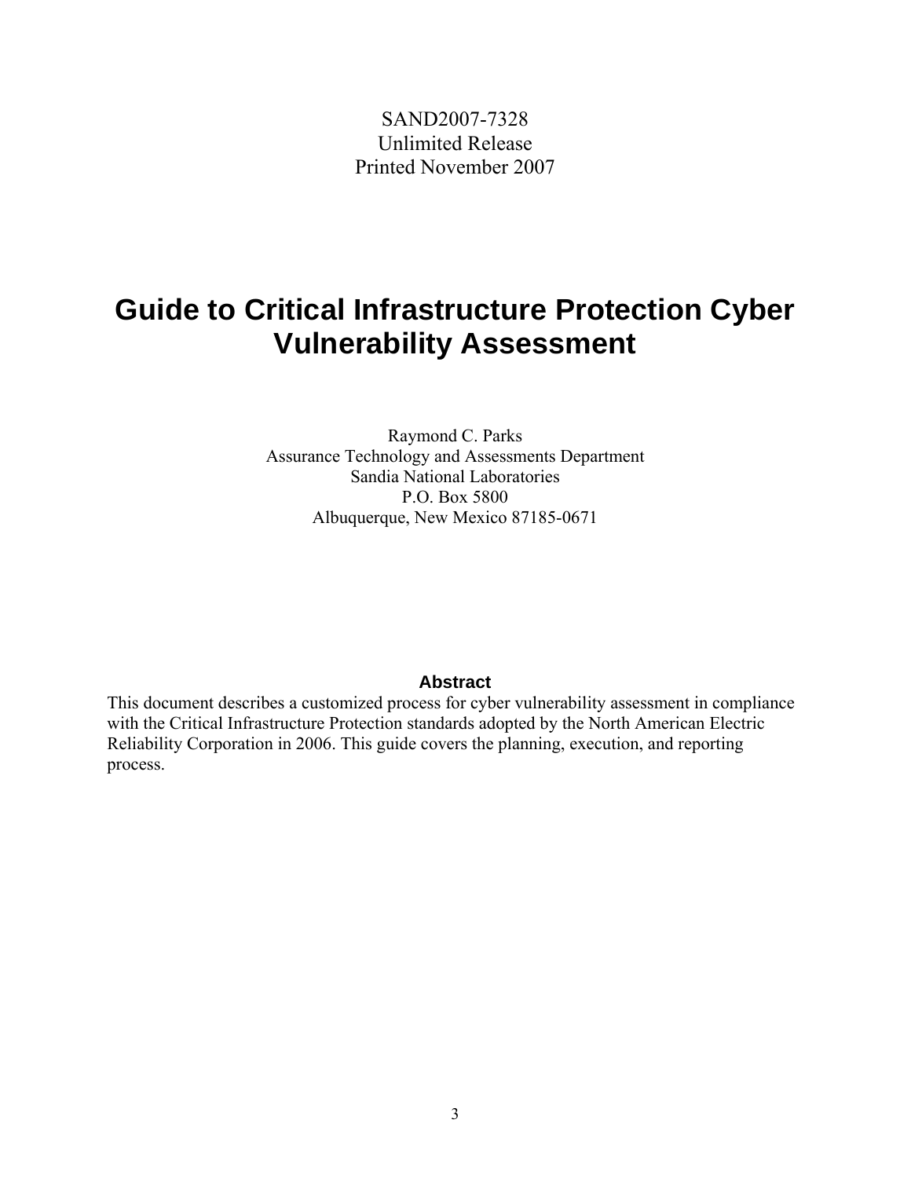SAND2007-7328
Unlimited Release
Printed November 2007

# Guide to Critical Infrastructure Protection Cyber Vulnerability Assessment

Raymond C. Parks
Assurance Technology and Assessments Department
Sandia National Laboratories
P.O. Box 5800
Albuquerque, New Mexico 87185-0671

## Abstract

This document describes a customized process for cyber vulnerability assessment in compliance with the Critical Infrastructure Protection standards adopted by the North American Electric Reliability Corporation in 2006. This guide covers the planning, execution, and reporting process.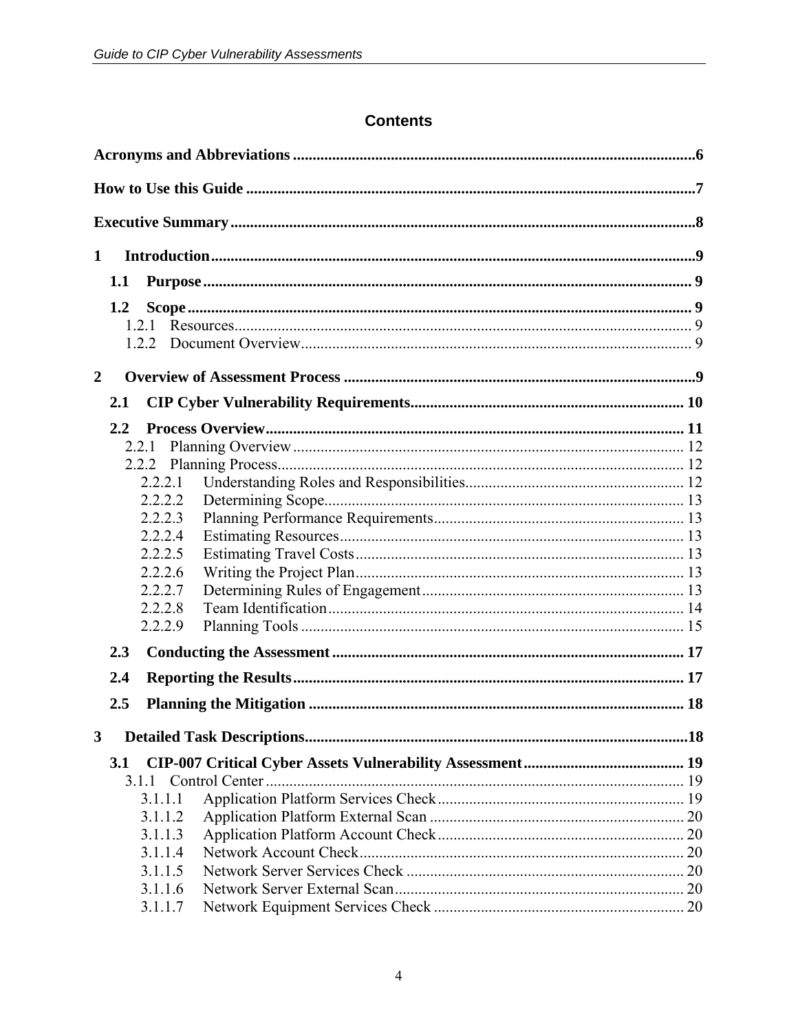# Contents

**Acronyms and Abbreviations** ...... 6

**How to Use this Guide** ...... 7

**Executive Summary** ...... 8

**1 Introduction** ...... 9

- **1.1 Purpose** ...... 9
- **1.2 Scope** ...... 9
  - 1.2.1 Resources ...... 9
  - 1.2.2 Document Overview ...... 9

**2 Overview of Assessment Process** ...... 9

- **2.1 CIP Cyber Vulnerability Requirements** ...... 10
- **2.2 Process Overview** ...... 11
  - 2.2.1 Planning Overview ...... 12
  - 2.2.2 Planning Process ...... 12
    - 2.2.2.1 Understanding Roles and Responsibilities ...... 12
    - 2.2.2.2 Determining Scope ...... 13
    - 2.2.2.3 Planning Performance Requirements ...... 13
    - 2.2.2.4 Estimating Resources ...... 13
    - 2.2.2.5 Estimating Travel Costs ...... 13
    - 2.2.2.6 Writing the Project Plan ...... 13
    - 2.2.2.7 Determining Rules of Engagement ...... 13
    - 2.2.2.8 Team Identification ...... 14
    - 2.2.2.9 Planning Tools ...... 15
- **2.3 Conducting the Assessment** ...... 17
- **2.4 Reporting the Results** ...... 17
- **2.5 Planning the Mitigation** ...... 18

**3 Detailed Task Descriptions** ...... 18

- **3.1 CIP-007 Critical Cyber Assets Vulnerability Assessment** ...... 19
  - 3.1.1 Control Center ...... 19
    - 3.1.1.1 Application Platform Services Check ...... 19
    - 3.1.1.2 Application Platform External Scan ...... 20
    - 3.1.1.3 Application Platform Account Check ...... 20
    - 3.1.1.4 Network Account Check ...... 20
    - 3.1.1.5 Network Server Services Check ...... 20
    - 3.1.1.6 Network Server External Scan ...... 20
    - 3.1.1.7 Network Equipment Services Check ...... 20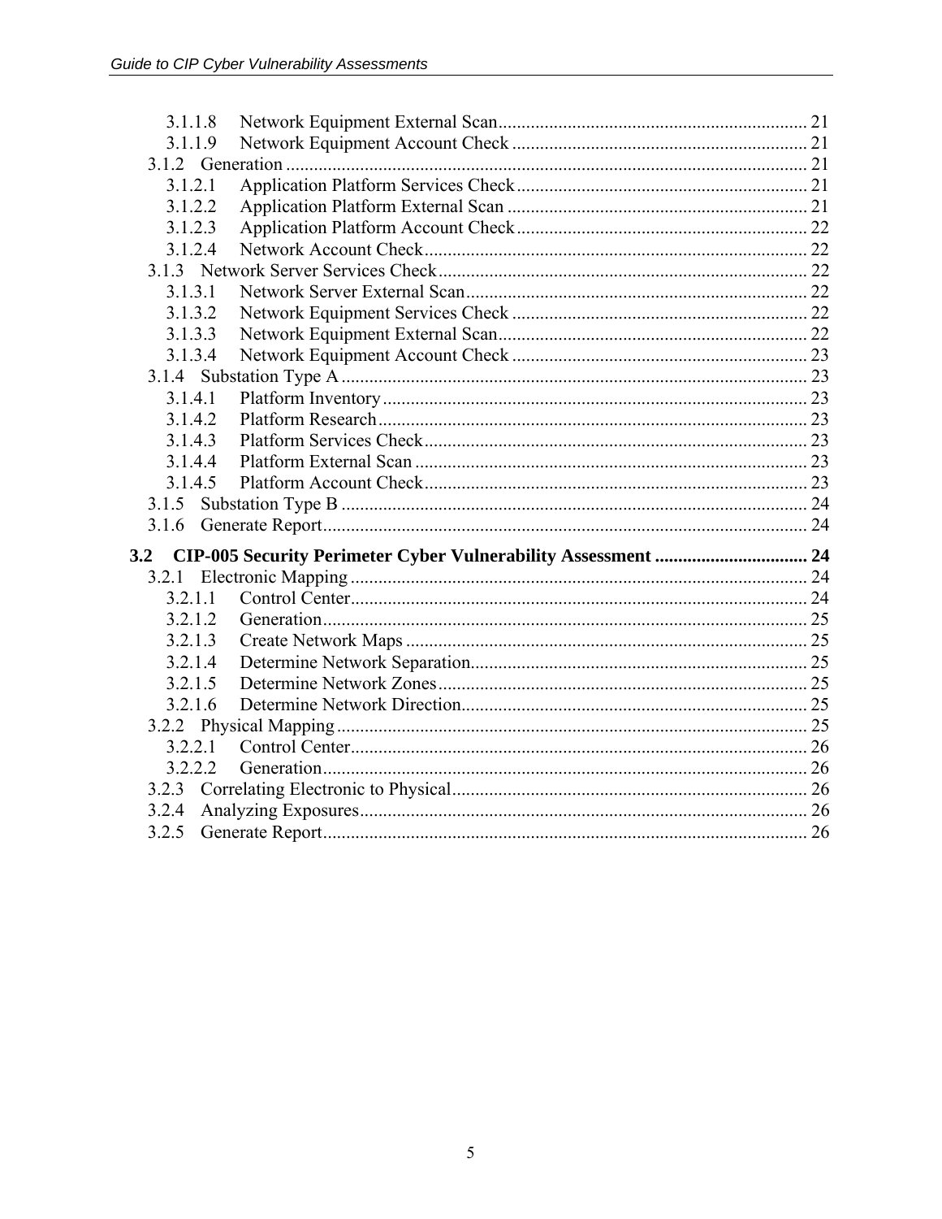- 3.1.1.8 Network Equipment External Scan .......... 21
- 3.1.1.9 Network Equipment Account Check .......... 21
- 3.1.2 Generation .......... 21
  - 3.1.2.1 Application Platform Services Check .......... 21
  - 3.1.2.2 Application Platform External Scan .......... 21
  - 3.1.2.3 Application Platform Account Check .......... 22
  - 3.1.2.4 Network Account Check .......... 22
- 3.1.3 Network Server Services Check .......... 22
  - 3.1.3.1 Network Server External Scan .......... 22
  - 3.1.3.2 Network Equipment Services Check .......... 22
  - 3.1.3.3 Network Equipment External Scan .......... 22
  - 3.1.3.4 Network Equipment Account Check .......... 23
- 3.1.4 Substation Type A .......... 23
  - 3.1.4.1 Platform Inventory .......... 23
  - 3.1.4.2 Platform Research .......... 23
  - 3.1.4.3 Platform Services Check .......... 23
  - 3.1.4.4 Platform External Scan .......... 23
  - 3.1.4.5 Platform Account Check .......... 23
- 3.1.5 Substation Type B .......... 24
- 3.1.6 Generate Report .......... 24

**3.2 CIP-005 Security Perimeter Cyber Vulnerability Assessment .......... 24**

- 3.2.1 Electronic Mapping .......... 24
  - 3.2.1.1 Control Center .......... 24
  - 3.2.1.2 Generation .......... 25
  - 3.2.1.3 Create Network Maps .......... 25
  - 3.2.1.4 Determine Network Separation .......... 25
  - 3.2.1.5 Determine Network Zones .......... 25
  - 3.2.1.6 Determine Network Direction .......... 25
- 3.2.2 Physical Mapping .......... 25
  - 3.2.2.1 Control Center .......... 26
  - 3.2.2.2 Generation .......... 26
- 3.2.3 Correlating Electronic to Physical .......... 26
- 3.2.4 Analyzing Exposures .......... 26
- 3.2.5 Generate Report .......... 26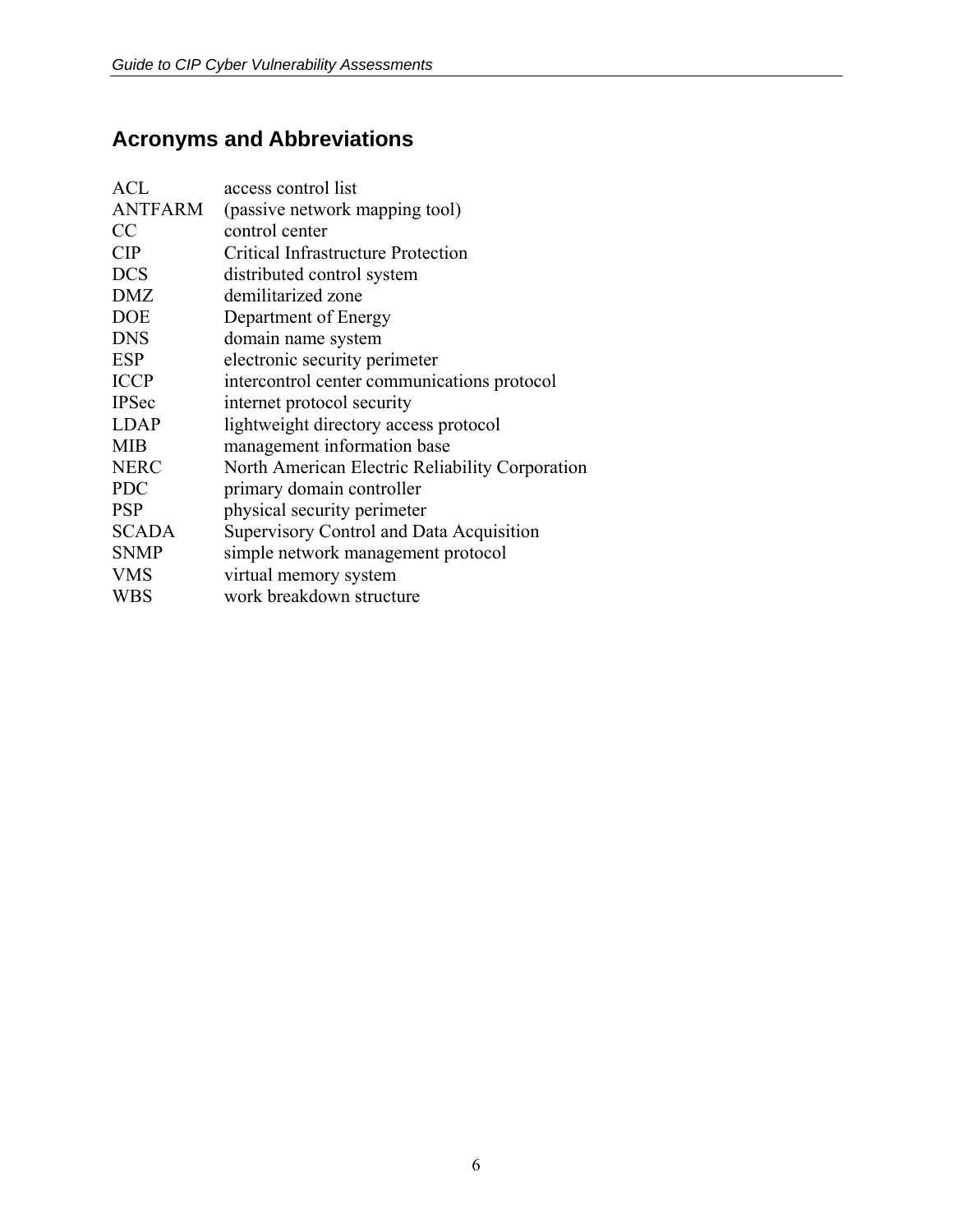## Acronyms and Abbreviations

| | |
|---|---|
| ACL | access control list |
| ANTFARM | (passive network mapping tool) |
| CC | control center |
| CIP | Critical Infrastructure Protection |
| DCS | distributed control system |
| DMZ | demilitarized zone |
| DOE | Department of Energy |
| DNS | domain name system |
| ESP | electronic security perimeter |
| ICCP | intercontrol center communications protocol |
| IPSec | internet protocol security |
| LDAP | lightweight directory access protocol |
| MIB | management information base |
| NERC | North American Electric Reliability Corporation |
| PDC | primary domain controller |
| PSP | physical security perimeter |
| SCADA | Supervisory Control and Data Acquisition |
| SNMP | simple network management protocol |
| VMS | virtual memory system |
| WBS | work breakdown structure |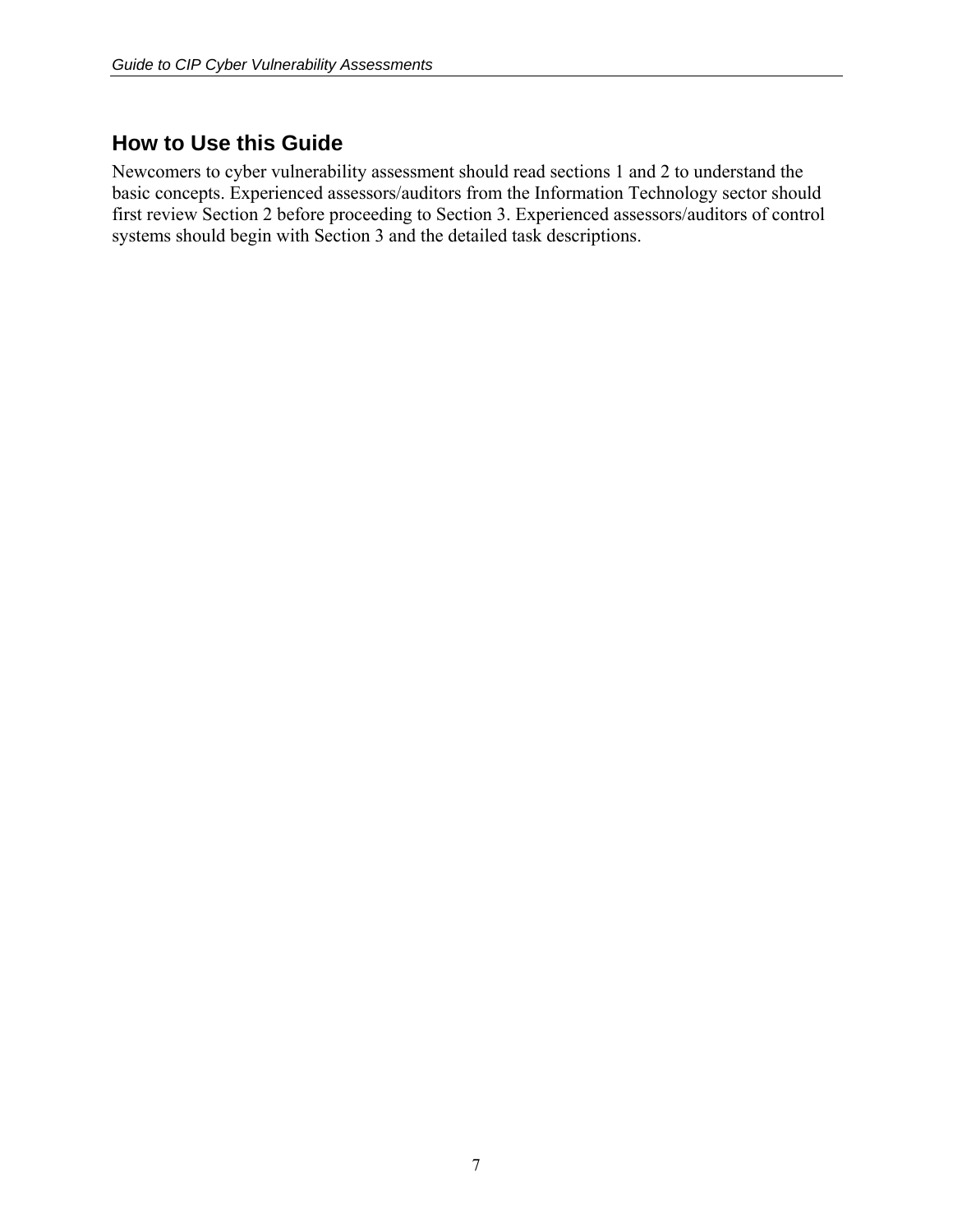## How to Use this Guide

Newcomers to cyber vulnerability assessment should read sections 1 and 2 to understand the basic concepts. Experienced assessors/auditors from the Information Technology sector should first review Section 2 before proceeding to Section 3. Experienced assessors/auditors of control systems should begin with Section 3 and the detailed task descriptions.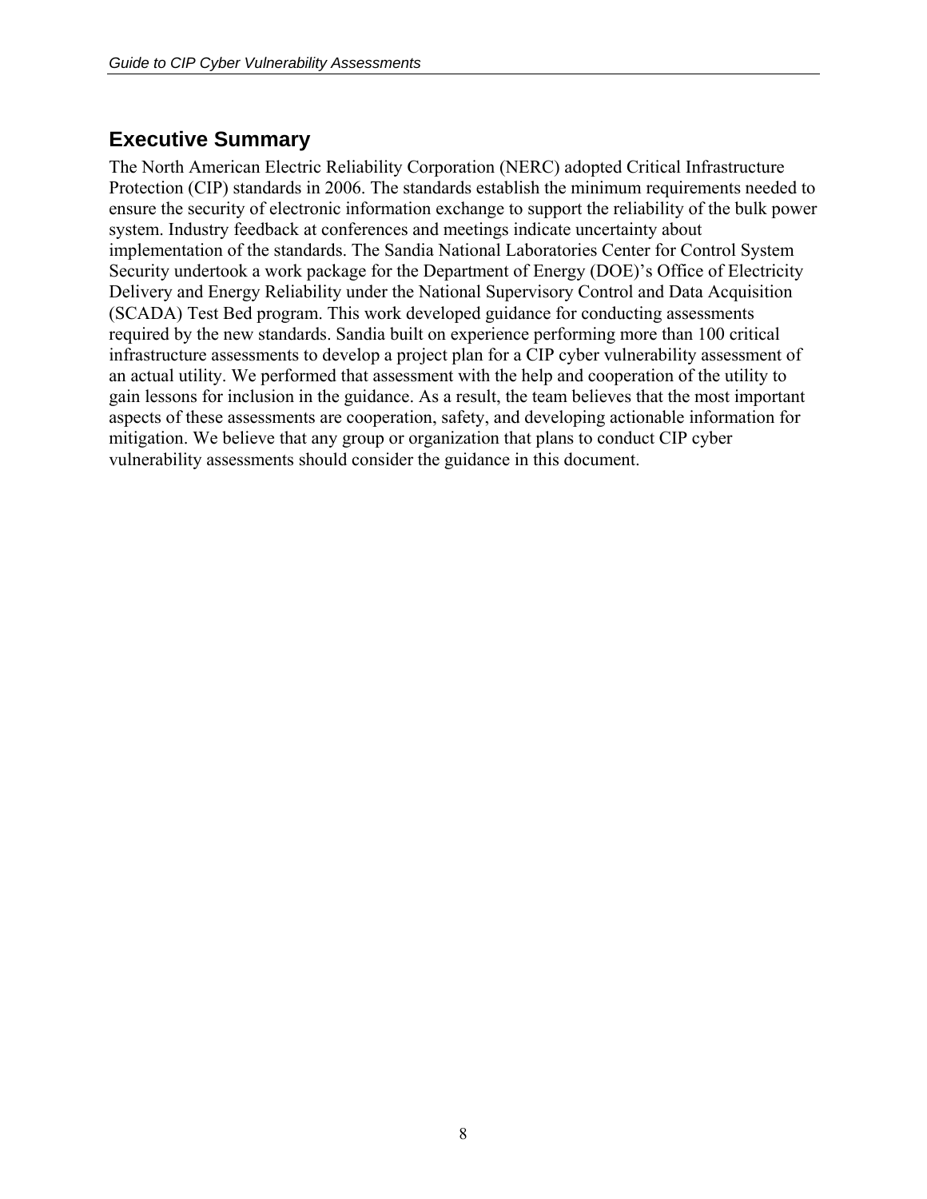## Executive Summary

The North American Electric Reliability Corporation (NERC) adopted Critical Infrastructure Protection (CIP) standards in 2006. The standards establish the minimum requirements needed to ensure the security of electronic information exchange to support the reliability of the bulk power system. Industry feedback at conferences and meetings indicate uncertainty about implementation of the standards. The Sandia National Laboratories Center for Control System Security undertook a work package for the Department of Energy (DOE)'s Office of Electricity Delivery and Energy Reliability under the National Supervisory Control and Data Acquisition (SCADA) Test Bed program. This work developed guidance for conducting assessments required by the new standards. Sandia built on experience performing more than 100 critical infrastructure assessments to develop a project plan for a CIP cyber vulnerability assessment of an actual utility. We performed that assessment with the help and cooperation of the utility to gain lessons for inclusion in the guidance. As a result, the team believes that the most important aspects of these assessments are cooperation, safety, and developing actionable information for mitigation. We believe that any group or organization that plans to conduct CIP cyber vulnerability assessments should consider the guidance in this document.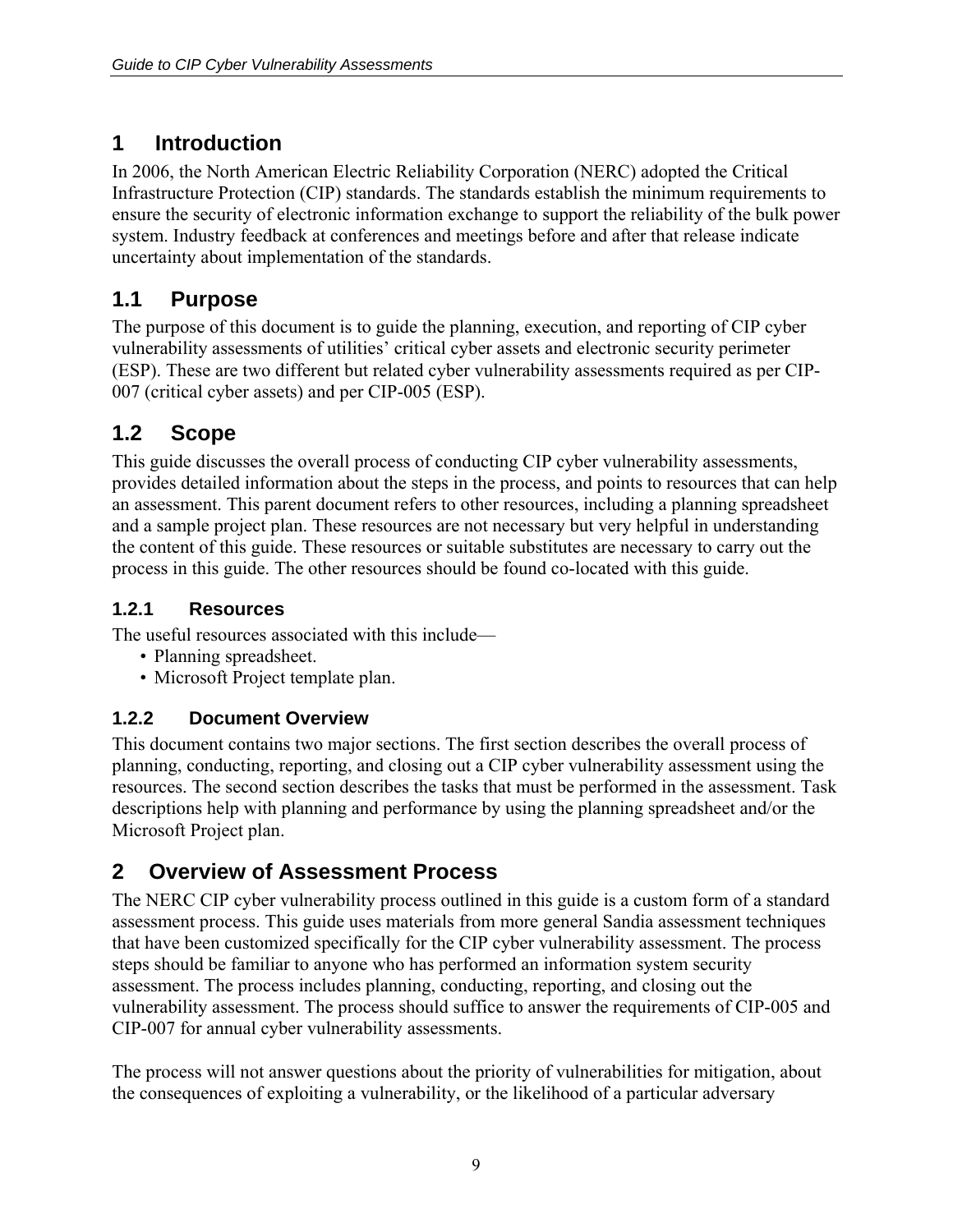# 1 Introduction

In 2006, the North American Electric Reliability Corporation (NERC) adopted the Critical Infrastructure Protection (CIP) standards. The standards establish the minimum requirements to ensure the security of electronic information exchange to support the reliability of the bulk power system. Industry feedback at conferences and meetings before and after that release indicate uncertainty about implementation of the standards.

## 1.1 Purpose

The purpose of this document is to guide the planning, execution, and reporting of CIP cyber vulnerability assessments of utilities' critical cyber assets and electronic security perimeter (ESP). These are two different but related cyber vulnerability assessments required as per CIP-007 (critical cyber assets) and per CIP-005 (ESP).

## 1.2 Scope

This guide discusses the overall process of conducting CIP cyber vulnerability assessments, provides detailed information about the steps in the process, and points to resources that can help an assessment. This parent document refers to other resources, including a planning spreadsheet and a sample project plan. These resources are not necessary but very helpful in understanding the content of this guide. These resources or suitable substitutes are necessary to carry out the process in this guide. The other resources should be found co-located with this guide.

### 1.2.1 Resources

The useful resources associated with this include—

- Planning spreadsheet.
- Microsoft Project template plan.

### 1.2.2 Document Overview

This document contains two major sections. The first section describes the overall process of planning, conducting, reporting, and closing out a CIP cyber vulnerability assessment using the resources. The second section describes the tasks that must be performed in the assessment. Task descriptions help with planning and performance by using the planning spreadsheet and/or the Microsoft Project plan.

# 2 Overview of Assessment Process

The NERC CIP cyber vulnerability process outlined in this guide is a custom form of a standard assessment process. This guide uses materials from more general Sandia assessment techniques that have been customized specifically for the CIP cyber vulnerability assessment. The process steps should be familiar to anyone who has performed an information system security assessment. The process includes planning, conducting, reporting, and closing out the vulnerability assessment. The process should suffice to answer the requirements of CIP-005 and CIP-007 for annual cyber vulnerability assessments.

The process will not answer questions about the priority of vulnerabilities for mitigation, about the consequences of exploiting a vulnerability, or the likelihood of a particular adversary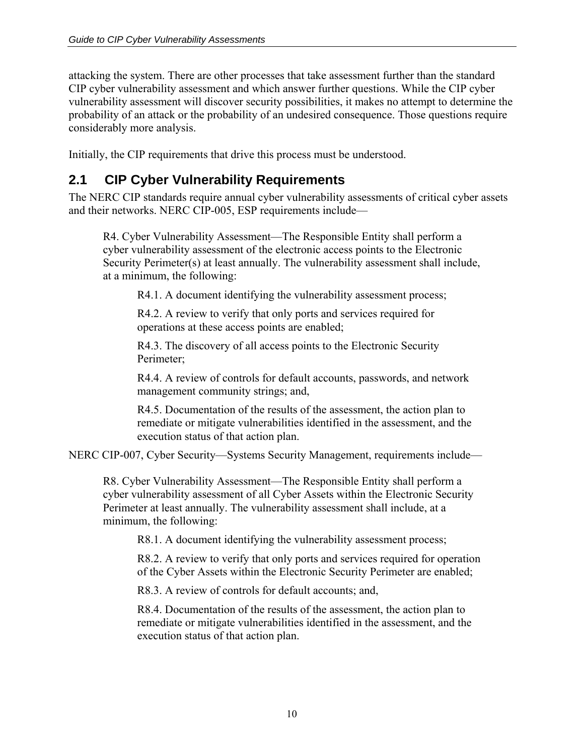attacking the system. There are other processes that take assessment further than the standard CIP cyber vulnerability assessment and which answer further questions. While the CIP cyber vulnerability assessment will discover security possibilities, it makes no attempt to determine the probability of an attack or the probability of an undesired consequence. Those questions require considerably more analysis.

Initially, the CIP requirements that drive this process must be understood.

## 2.1 CIP Cyber Vulnerability Requirements

The NERC CIP standards require annual cyber vulnerability assessments of critical cyber assets and their networks. NERC CIP-005, ESP requirements include—

> R4. Cyber Vulnerability Assessment—The Responsible Entity shall perform a cyber vulnerability assessment of the electronic access points to the Electronic Security Perimeter(s) at least annually. The vulnerability assessment shall include, at a minimum, the following:
>
> > R4.1. A document identifying the vulnerability assessment process;
> >
> > R4.2. A review to verify that only ports and services required for operations at these access points are enabled;
> >
> > R4.3. The discovery of all access points to the Electronic Security Perimeter;
> >
> > R4.4. A review of controls for default accounts, passwords, and network management community strings; and,
> >
> > R4.5. Documentation of the results of the assessment, the action plan to remediate or mitigate vulnerabilities identified in the assessment, and the execution status of that action plan.

NERC CIP-007, Cyber Security—Systems Security Management, requirements include—

> R8. Cyber Vulnerability Assessment—The Responsible Entity shall perform a cyber vulnerability assessment of all Cyber Assets within the Electronic Security Perimeter at least annually. The vulnerability assessment shall include, at a minimum, the following:
>
> > R8.1. A document identifying the vulnerability assessment process;
> >
> > R8.2. A review to verify that only ports and services required for operation of the Cyber Assets within the Electronic Security Perimeter are enabled;
> >
> > R8.3. A review of controls for default accounts; and,
> >
> > R8.4. Documentation of the results of the assessment, the action plan to remediate or mitigate vulnerabilities identified in the assessment, and the execution status of that action plan.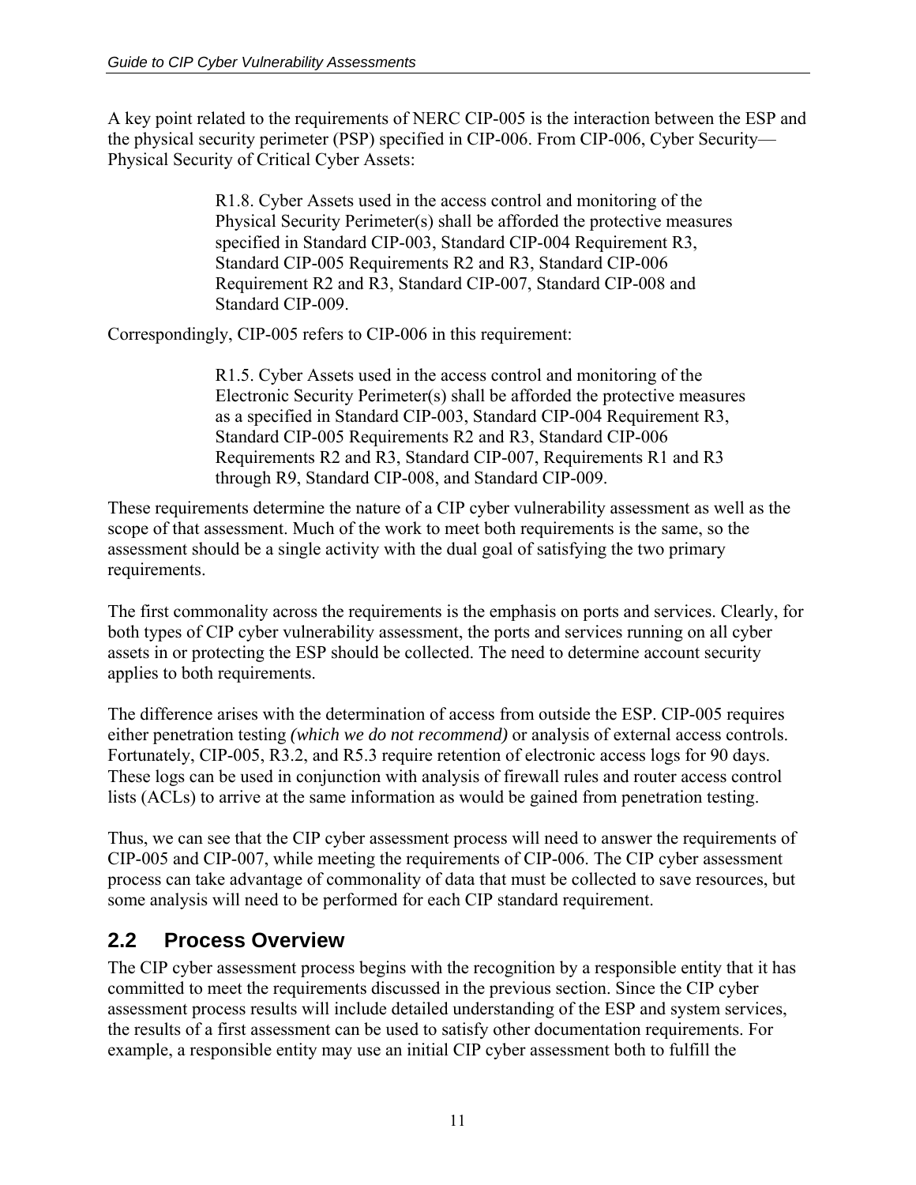A key point related to the requirements of NERC CIP-005 is the interaction between the ESP and the physical security perimeter (PSP) specified in CIP-006. From CIP-006, Cyber Security—Physical Security of Critical Cyber Assets:

> R1.8. Cyber Assets used in the access control and monitoring of the Physical Security Perimeter(s) shall be afforded the protective measures specified in Standard CIP-003, Standard CIP-004 Requirement R3, Standard CIP-005 Requirements R2 and R3, Standard CIP-006 Requirement R2 and R3, Standard CIP-007, Standard CIP-008 and Standard CIP-009.

Correspondingly, CIP-005 refers to CIP-006 in this requirement:

> R1.5. Cyber Assets used in the access control and monitoring of the Electronic Security Perimeter(s) shall be afforded the protective measures as a specified in Standard CIP-003, Standard CIP-004 Requirement R3, Standard CIP-005 Requirements R2 and R3, Standard CIP-006 Requirements R2 and R3, Standard CIP-007, Requirements R1 and R3 through R9, Standard CIP-008, and Standard CIP-009.

These requirements determine the nature of a CIP cyber vulnerability assessment as well as the scope of that assessment. Much of the work to meet both requirements is the same, so the assessment should be a single activity with the dual goal of satisfying the two primary requirements.

The first commonality across the requirements is the emphasis on ports and services. Clearly, for both types of CIP cyber vulnerability assessment, the ports and services running on all cyber assets in or protecting the ESP should be collected. The need to determine account security applies to both requirements.

The difference arises with the determination of access from outside the ESP. CIP-005 requires either penetration testing *(which we do not recommend)* or analysis of external access controls. Fortunately, CIP-005, R3.2, and R5.3 require retention of electronic access logs for 90 days. These logs can be used in conjunction with analysis of firewall rules and router access control lists (ACLs) to arrive at the same information as would be gained from penetration testing.

Thus, we can see that the CIP cyber assessment process will need to answer the requirements of CIP-005 and CIP-007, while meeting the requirements of CIP-006. The CIP cyber assessment process can take advantage of commonality of data that must be collected to save resources, but some analysis will need to be performed for each CIP standard requirement.

## 2.2 Process Overview

The CIP cyber assessment process begins with the recognition by a responsible entity that it has committed to meet the requirements discussed in the previous section. Since the CIP cyber assessment process results will include detailed understanding of the ESP and system services, the results of a first assessment can be used to satisfy other documentation requirements. For example, a responsible entity may use an initial CIP cyber assessment both to fulfill the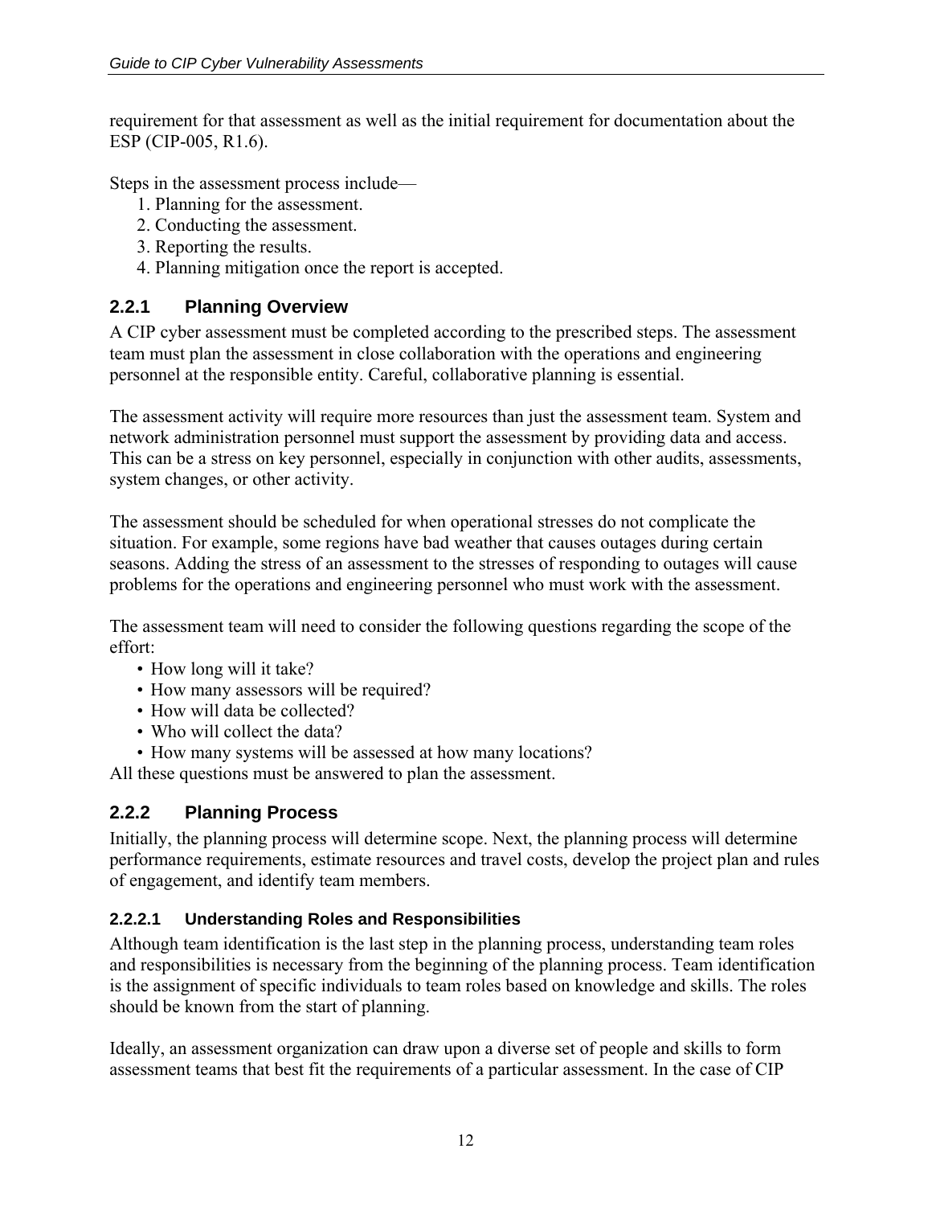requirement for that assessment as well as the initial requirement for documentation about the ESP (CIP-005, R1.6).

Steps in the assessment process include—

1. Planning for the assessment.
2. Conducting the assessment.
3. Reporting the results.
4. Planning mitigation once the report is accepted.

### 2.2.1 Planning Overview

A CIP cyber assessment must be completed according to the prescribed steps. The assessment team must plan the assessment in close collaboration with the operations and engineering personnel at the responsible entity. Careful, collaborative planning is essential.

The assessment activity will require more resources than just the assessment team. System and network administration personnel must support the assessment by providing data and access. This can be a stress on key personnel, especially in conjunction with other audits, assessments, system changes, or other activity.

The assessment should be scheduled for when operational stresses do not complicate the situation. For example, some regions have bad weather that causes outages during certain seasons. Adding the stress of an assessment to the stresses of responding to outages will cause problems for the operations and engineering personnel who must work with the assessment.

The assessment team will need to consider the following questions regarding the scope of the effort:

- How long will it take?
- How many assessors will be required?
- How will data be collected?
- Who will collect the data?
- How many systems will be assessed at how many locations?

All these questions must be answered to plan the assessment.

### 2.2.2 Planning Process

Initially, the planning process will determine scope. Next, the planning process will determine performance requirements, estimate resources and travel costs, develop the project plan and rules of engagement, and identify team members.

#### 2.2.2.1 Understanding Roles and Responsibilities

Although team identification is the last step in the planning process, understanding team roles and responsibilities is necessary from the beginning of the planning process. Team identification is the assignment of specific individuals to team roles based on knowledge and skills. The roles should be known from the start of planning.

Ideally, an assessment organization can draw upon a diverse set of people and skills to form assessment teams that best fit the requirements of a particular assessment. In the case of CIP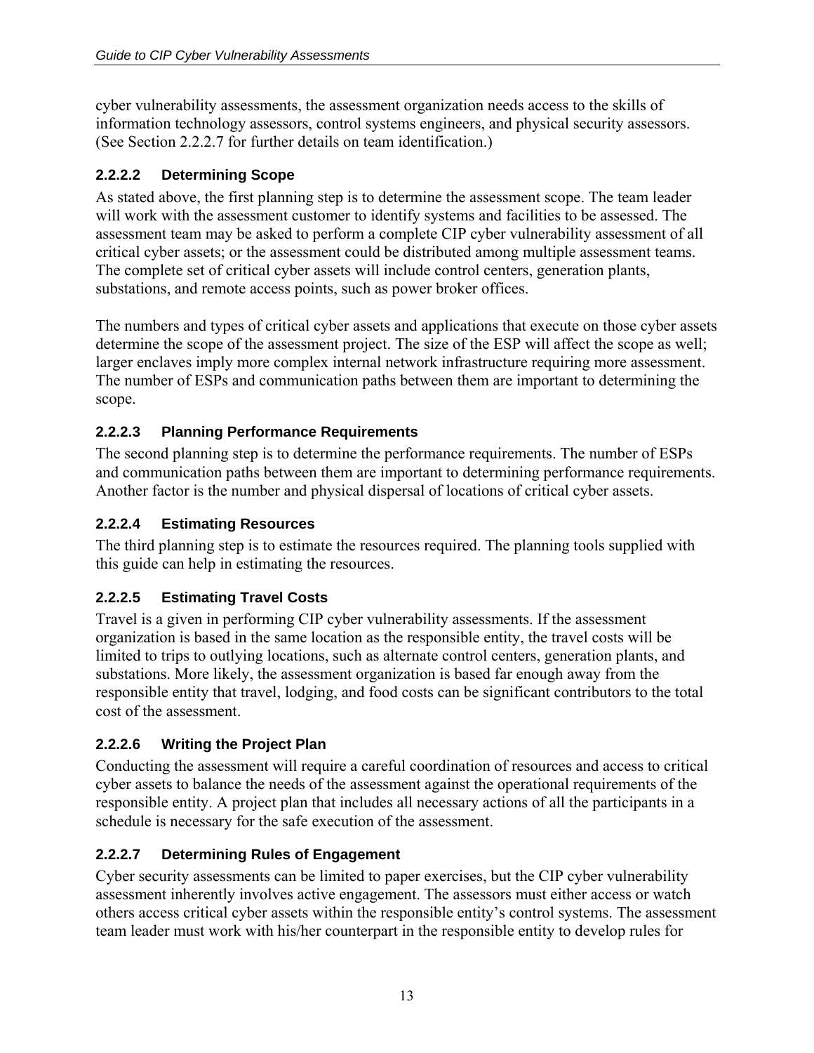cyber vulnerability assessments, the assessment organization needs access to the skills of information technology assessors, control systems engineers, and physical security assessors. (See Section 2.2.2.7 for further details on team identification.)

#### 2.2.2.2 Determining Scope

As stated above, the first planning step is to determine the assessment scope. The team leader will work with the assessment customer to identify systems and facilities to be assessed. The assessment team may be asked to perform a complete CIP cyber vulnerability assessment of all critical cyber assets; or the assessment could be distributed among multiple assessment teams. The complete set of critical cyber assets will include control centers, generation plants, substations, and remote access points, such as power broker offices.

The numbers and types of critical cyber assets and applications that execute on those cyber assets determine the scope of the assessment project. The size of the ESP will affect the scope as well; larger enclaves imply more complex internal network infrastructure requiring more assessment. The number of ESPs and communication paths between them are important to determining the scope.

#### 2.2.2.3 Planning Performance Requirements

The second planning step is to determine the performance requirements. The number of ESPs and communication paths between them are important to determining performance requirements. Another factor is the number and physical dispersal of locations of critical cyber assets.

#### 2.2.2.4 Estimating Resources

The third planning step is to estimate the resources required. The planning tools supplied with this guide can help in estimating the resources.

#### 2.2.2.5 Estimating Travel Costs

Travel is a given in performing CIP cyber vulnerability assessments. If the assessment organization is based in the same location as the responsible entity, the travel costs will be limited to trips to outlying locations, such as alternate control centers, generation plants, and substations. More likely, the assessment organization is based far enough away from the responsible entity that travel, lodging, and food costs can be significant contributors to the total cost of the assessment.

#### 2.2.2.6 Writing the Project Plan

Conducting the assessment will require a careful coordination of resources and access to critical cyber assets to balance the needs of the assessment against the operational requirements of the responsible entity. A project plan that includes all necessary actions of all the participants in a schedule is necessary for the safe execution of the assessment.

#### 2.2.2.7 Determining Rules of Engagement

Cyber security assessments can be limited to paper exercises, but the CIP cyber vulnerability assessment inherently involves active engagement. The assessors must either access or watch others access critical cyber assets within the responsible entity's control systems. The assessment team leader must work with his/her counterpart in the responsible entity to develop rules for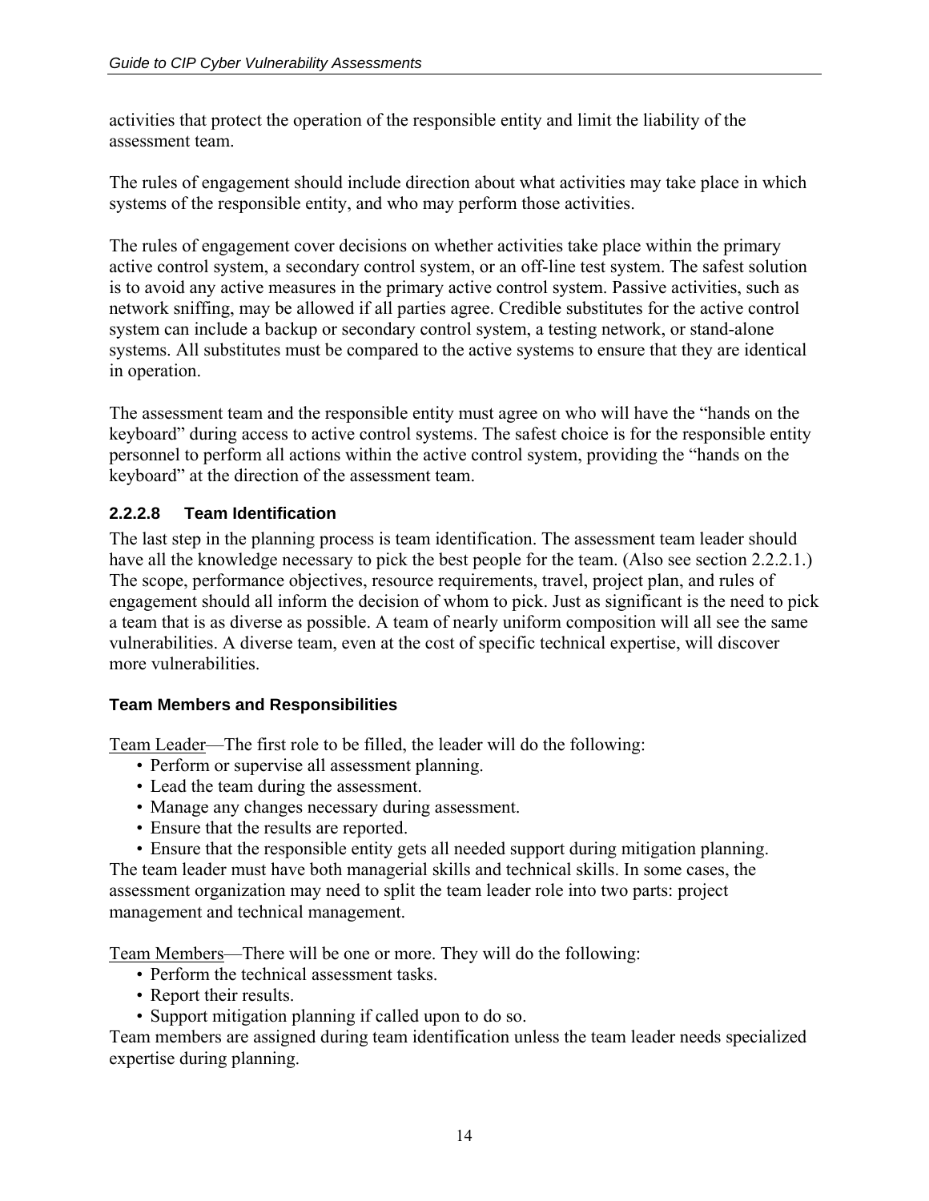activities that protect the operation of the responsible entity and limit the liability of the assessment team.

The rules of engagement should include direction about what activities may take place in which systems of the responsible entity, and who may perform those activities.

The rules of engagement cover decisions on whether activities take place within the primary active control system, a secondary control system, or an off-line test system. The safest solution is to avoid any active measures in the primary active control system. Passive activities, such as network sniffing, may be allowed if all parties agree. Credible substitutes for the active control system can include a backup or secondary control system, a testing network, or stand-alone systems. All substitutes must be compared to the active systems to ensure that they are identical in operation.

The assessment team and the responsible entity must agree on who will have the "hands on the keyboard" during access to active control systems. The safest choice is for the responsible entity personnel to perform all actions within the active control system, providing the "hands on the keyboard" at the direction of the assessment team.

#### 2.2.2.8 Team Identification

The last step in the planning process is team identification. The assessment team leader should have all the knowledge necessary to pick the best people for the team. (Also see section 2.2.2.1.) The scope, performance objectives, resource requirements, travel, project plan, and rules of engagement should all inform the decision of whom to pick. Just as significant is the need to pick a team that is as diverse as possible. A team of nearly uniform composition will all see the same vulnerabilities. A diverse team, even at the cost of specific technical expertise, will discover more vulnerabilities.

**Team Members and Responsibilities**

Team Leader—The first role to be filled, the leader will do the following:

- Perform or supervise all assessment planning.
- Lead the team during the assessment.
- Manage any changes necessary during assessment.
- Ensure that the results are reported.
- Ensure that the responsible entity gets all needed support during mitigation planning.

The team leader must have both managerial skills and technical skills. In some cases, the assessment organization may need to split the team leader role into two parts: project management and technical management.

Team Members—There will be one or more. They will do the following:

- Perform the technical assessment tasks.
- Report their results.
- Support mitigation planning if called upon to do so.

Team members are assigned during team identification unless the team leader needs specialized expertise during planning.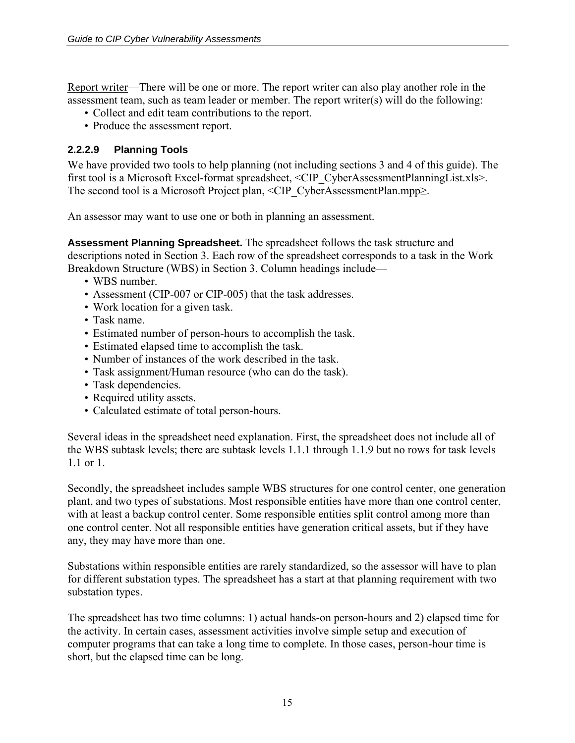Report writer—There will be one or more. The report writer can also play another role in the assessment team, such as team leader or member. The report writer(s) will do the following:

- Collect and edit team contributions to the report.
- Produce the assessment report.

#### 2.2.2.9 Planning Tools

We have provided two tools to help planning (not including sections 3 and 4 of this guide). The first tool is a Microsoft Excel-format spreadsheet, <CIP_CyberAssessmentPlanningList.xls>. The second tool is a Microsoft Project plan, <CIP_CyberAssessmentPlan.mpp≥.

An assessor may want to use one or both in planning an assessment.

**Assessment Planning Spreadsheet.** The spreadsheet follows the task structure and descriptions noted in Section 3. Each row of the spreadsheet corresponds to a task in the Work Breakdown Structure (WBS) in Section 3. Column headings include—

- WBS number.
- Assessment (CIP-007 or CIP-005) that the task addresses.
- Work location for a given task.
- Task name.
- Estimated number of person-hours to accomplish the task.
- Estimated elapsed time to accomplish the task.
- Number of instances of the work described in the task.
- Task assignment/Human resource (who can do the task).
- Task dependencies.
- Required utility assets.
- Calculated estimate of total person-hours.

Several ideas in the spreadsheet need explanation. First, the spreadsheet does not include all of the WBS subtask levels; there are subtask levels 1.1.1 through 1.1.9 but no rows for task levels 1.1 or 1.

Secondly, the spreadsheet includes sample WBS structures for one control center, one generation plant, and two types of substations. Most responsible entities have more than one control center, with at least a backup control center. Some responsible entities split control among more than one control center. Not all responsible entities have generation critical assets, but if they have any, they may have more than one.

Substations within responsible entities are rarely standardized, so the assessor will have to plan for different substation types. The spreadsheet has a start at that planning requirement with two substation types.

The spreadsheet has two time columns: 1) actual hands-on person-hours and 2) elapsed time for the activity. In certain cases, assessment activities involve simple setup and execution of computer programs that can take a long time to complete. In those cases, person-hour time is short, but the elapsed time can be long.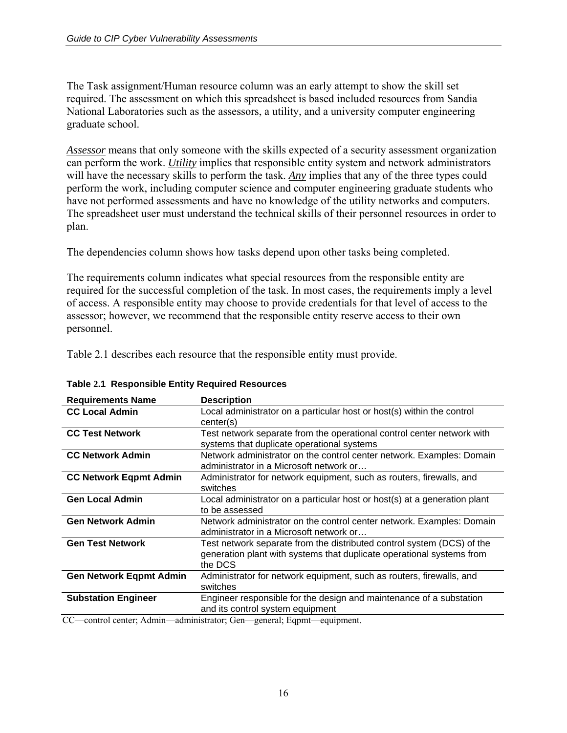The Task assignment/Human resource column was an early attempt to show the skill set required. The assessment on which this spreadsheet is based included resources from Sandia National Laboratories such as the assessors, a utility, and a university computer engineering graduate school.

***Assessor*** means that only someone with the skills expected of a security assessment organization can perform the work. ***Utility*** implies that responsible entity system and network administrators will have the necessary skills to perform the task. ***Any*** implies that any of the three types could perform the work, including computer science and computer engineering graduate students who have not performed assessments and have no knowledge of the utility networks and computers. The spreadsheet user must understand the technical skills of their personnel resources in order to plan.

The dependencies column shows how tasks depend upon other tasks being completed.

The requirements column indicates what special resources from the responsible entity are required for the successful completion of the task. In most cases, the requirements imply a level of access. A responsible entity may choose to provide credentials for that level of access to the assessor; however, we recommend that the responsible entity reserve access to their own personnel.

Table 2.1 describes each resource that the responsible entity must provide.

**Table 2.1 Responsible Entity Required Resources**

| Requirements Name | Description |
|---|---|
| **CC Local Admin** | Local administrator on a particular host or host(s) within the control center(s) |
| **CC Test Network** | Test network separate from the operational control center network with systems that duplicate operational systems |
| **CC Network Admin** | Network administrator on the control center network. Examples: Domain administrator in a Microsoft network or… |
| **CC Network Eqpmt Admin** | Administrator for network equipment, such as routers, firewalls, and switches |
| **Gen Local Admin** | Local administrator on a particular host or host(s) at a generation plant to be assessed |
| **Gen Network Admin** | Network administrator on the control center network. Examples: Domain administrator in a Microsoft network or… |
| **Gen Test Network** | Test network separate from the distributed control system (DCS) of the generation plant with systems that duplicate operational systems from the DCS |
| **Gen Network Eqpmt Admin** | Administrator for network equipment, such as routers, firewalls, and switches |
| **Substation Engineer** | Engineer responsible for the design and maintenance of a substation and its control system equipment |

CC—control center; Admin—administrator; Gen—general; Eqpmt—equipment.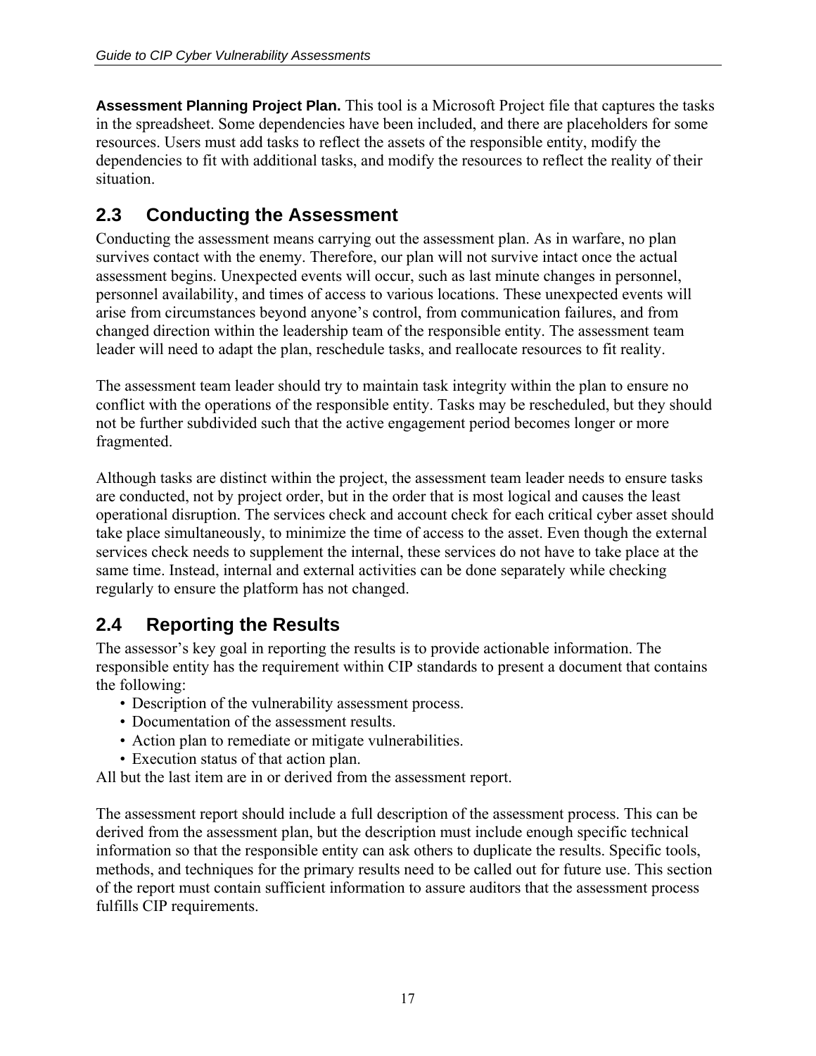**Assessment Planning Project Plan.** This tool is a Microsoft Project file that captures the tasks in the spreadsheet. Some dependencies have been included, and there are placeholders for some resources. Users must add tasks to reflect the assets of the responsible entity, modify the dependencies to fit with additional tasks, and modify the resources to reflect the reality of their situation.

## 2.3 Conducting the Assessment

Conducting the assessment means carrying out the assessment plan. As in warfare, no plan survives contact with the enemy. Therefore, our plan will not survive intact once the actual assessment begins. Unexpected events will occur, such as last minute changes in personnel, personnel availability, and times of access to various locations. These unexpected events will arise from circumstances beyond anyone's control, from communication failures, and from changed direction within the leadership team of the responsible entity. The assessment team leader will need to adapt the plan, reschedule tasks, and reallocate resources to fit reality.

The assessment team leader should try to maintain task integrity within the plan to ensure no conflict with the operations of the responsible entity. Tasks may be rescheduled, but they should not be further subdivided such that the active engagement period becomes longer or more fragmented.

Although tasks are distinct within the project, the assessment team leader needs to ensure tasks are conducted, not by project order, but in the order that is most logical and causes the least operational disruption. The services check and account check for each critical cyber asset should take place simultaneously, to minimize the time of access to the asset. Even though the external services check needs to supplement the internal, these services do not have to take place at the same time. Instead, internal and external activities can be done separately while checking regularly to ensure the platform has not changed.

## 2.4 Reporting the Results

The assessor's key goal in reporting the results is to provide actionable information. The responsible entity has the requirement within CIP standards to present a document that contains the following:

- Description of the vulnerability assessment process.
- Documentation of the assessment results.
- Action plan to remediate or mitigate vulnerabilities.
- Execution status of that action plan.

All but the last item are in or derived from the assessment report.

The assessment report should include a full description of the assessment process. This can be derived from the assessment plan, but the description must include enough specific technical information so that the responsible entity can ask others to duplicate the results. Specific tools, methods, and techniques for the primary results need to be called out for future use. This section of the report must contain sufficient information to assure auditors that the assessment process fulfills CIP requirements.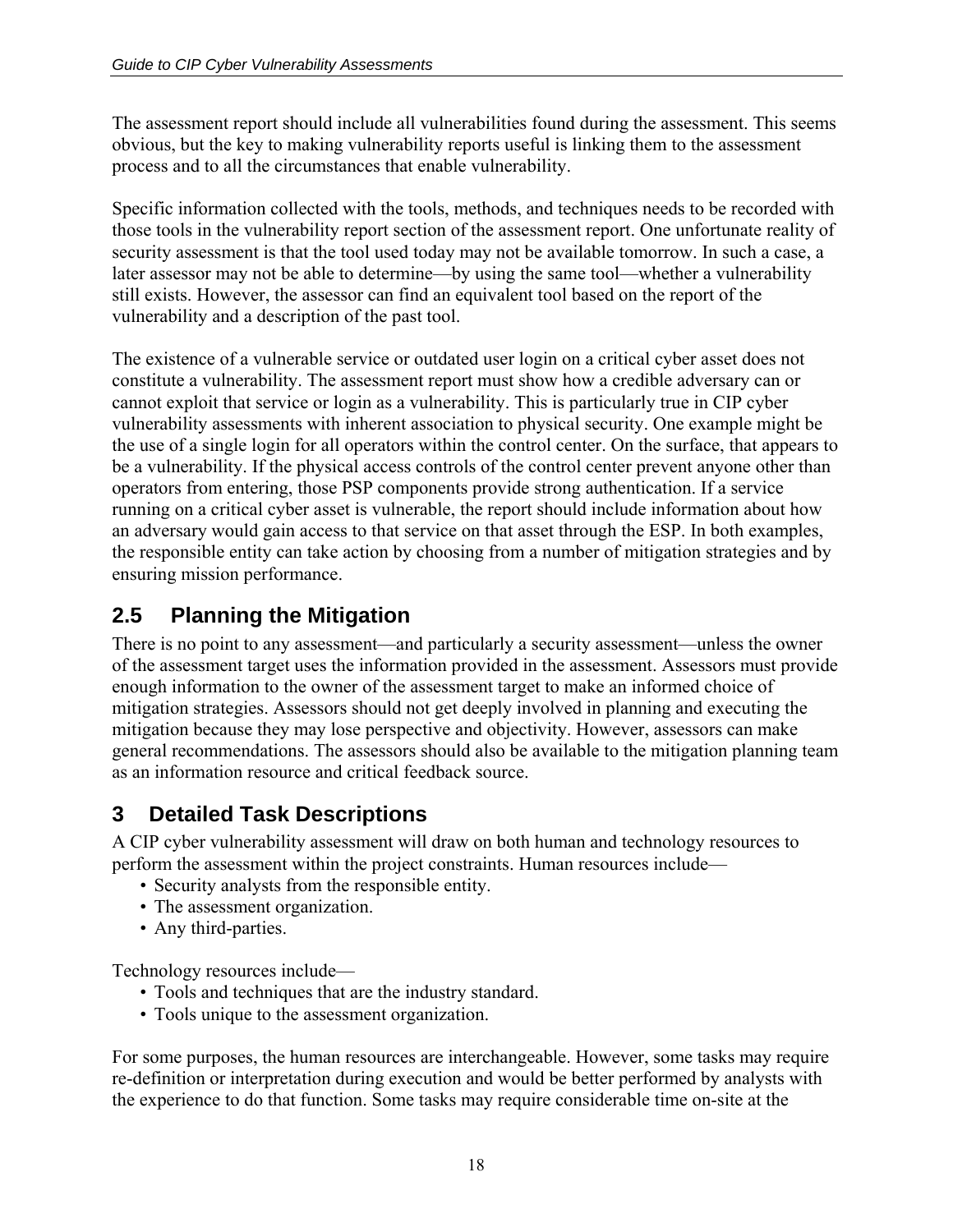The assessment report should include all vulnerabilities found during the assessment. This seems obvious, but the key to making vulnerability reports useful is linking them to the assessment process and to all the circumstances that enable vulnerability.

Specific information collected with the tools, methods, and techniques needs to be recorded with those tools in the vulnerability report section of the assessment report. One unfortunate reality of security assessment is that the tool used today may not be available tomorrow. In such a case, a later assessor may not be able to determine—by using the same tool—whether a vulnerability still exists. However, the assessor can find an equivalent tool based on the report of the vulnerability and a description of the past tool.

The existence of a vulnerable service or outdated user login on a critical cyber asset does not constitute a vulnerability. The assessment report must show how a credible adversary can or cannot exploit that service or login as a vulnerability. This is particularly true in CIP cyber vulnerability assessments with inherent association to physical security. One example might be the use of a single login for all operators within the control center. On the surface, that appears to be a vulnerability. If the physical access controls of the control center prevent anyone other than operators from entering, those PSP components provide strong authentication. If a service running on a critical cyber asset is vulnerable, the report should include information about how an adversary would gain access to that service on that asset through the ESP. In both examples, the responsible entity can take action by choosing from a number of mitigation strategies and by ensuring mission performance.

## 2.5 Planning the Mitigation

There is no point to any assessment—and particularly a security assessment—unless the owner of the assessment target uses the information provided in the assessment. Assessors must provide enough information to the owner of the assessment target to make an informed choice of mitigation strategies. Assessors should not get deeply involved in planning and executing the mitigation because they may lose perspective and objectivity. However, assessors can make general recommendations. The assessors should also be available to the mitigation planning team as an information resource and critical feedback source.

# 3 Detailed Task Descriptions

A CIP cyber vulnerability assessment will draw on both human and technology resources to perform the assessment within the project constraints. Human resources include—

- Security analysts from the responsible entity.
- The assessment organization.
- Any third-parties.

Technology resources include—

- Tools and techniques that are the industry standard.
- Tools unique to the assessment organization.

For some purposes, the human resources are interchangeable. However, some tasks may require re-definition or interpretation during execution and would be better performed by analysts with the experience to do that function. Some tasks may require considerable time on-site at the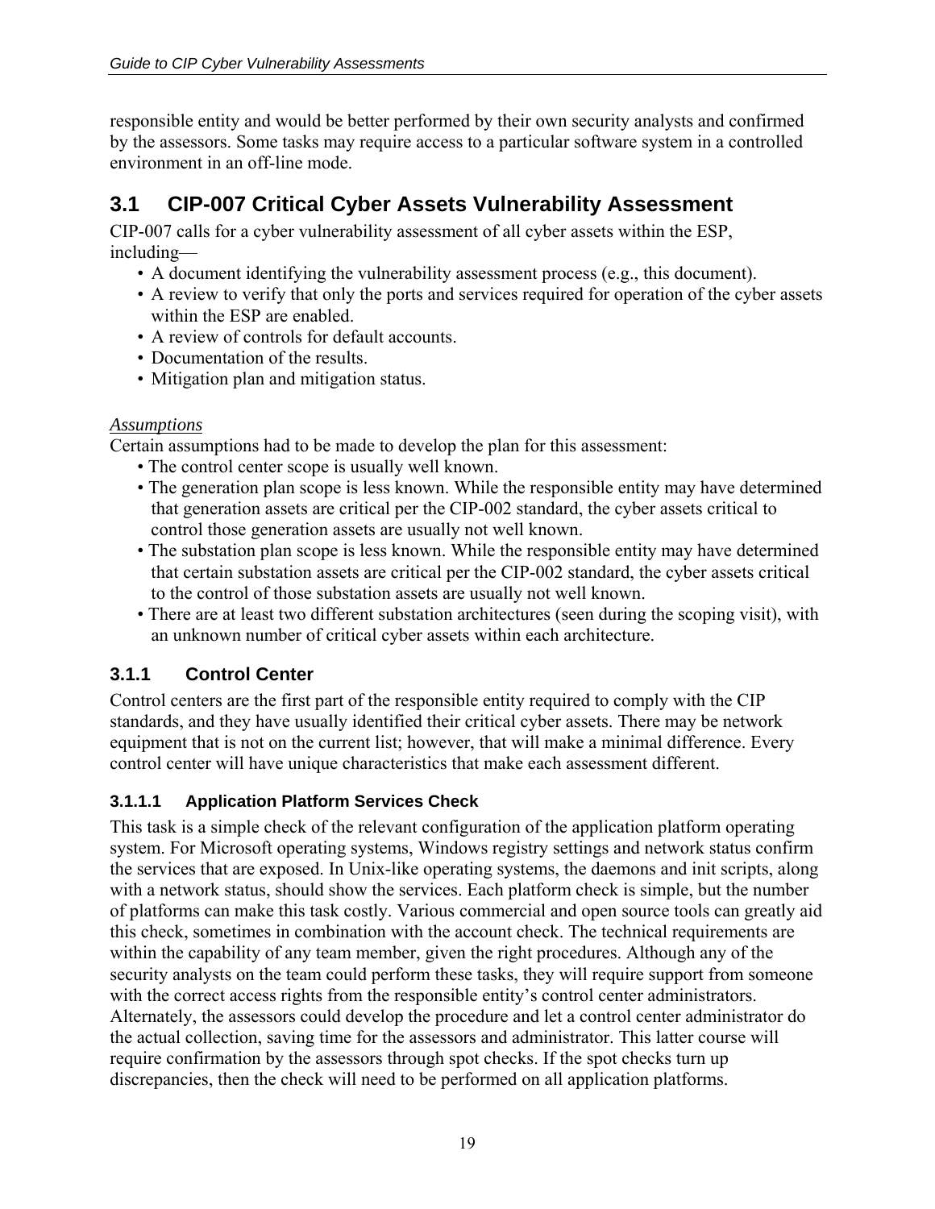responsible entity and would be better performed by their own security analysts and confirmed by the assessors. Some tasks may require access to a particular software system in a controlled environment in an off-line mode.

## 3.1 CIP-007 Critical Cyber Assets Vulnerability Assessment

CIP-007 calls for a cyber vulnerability assessment of all cyber assets within the ESP, including—

- A document identifying the vulnerability assessment process (e.g., this document).
- A review to verify that only the ports and services required for operation of the cyber assets within the ESP are enabled.
- A review of controls for default accounts.
- Documentation of the results.
- Mitigation plan and mitigation status.

*Assumptions*

Certain assumptions had to be made to develop the plan for this assessment:

- The control center scope is usually well known.
- The generation plan scope is less known. While the responsible entity may have determined that generation assets are critical per the CIP-002 standard, the cyber assets critical to control those generation assets are usually not well known.
- The substation plan scope is less known. While the responsible entity may have determined that certain substation assets are critical per the CIP-002 standard, the cyber assets critical to the control of those substation assets are usually not well known.
- There are at least two different substation architectures (seen during the scoping visit), with an unknown number of critical cyber assets within each architecture.

### 3.1.1 Control Center

Control centers are the first part of the responsible entity required to comply with the CIP standards, and they have usually identified their critical cyber assets. There may be network equipment that is not on the current list; however, that will make a minimal difference. Every control center will have unique characteristics that make each assessment different.

#### 3.1.1.1 Application Platform Services Check

This task is a simple check of the relevant configuration of the application platform operating system. For Microsoft operating systems, Windows registry settings and network status confirm the services that are exposed. In Unix-like operating systems, the daemons and init scripts, along with a network status, should show the services. Each platform check is simple, but the number of platforms can make this task costly. Various commercial and open source tools can greatly aid this check, sometimes in combination with the account check. The technical requirements are within the capability of any team member, given the right procedures. Although any of the security analysts on the team could perform these tasks, they will require support from someone with the correct access rights from the responsible entity's control center administrators. Alternately, the assessors could develop the procedure and let a control center administrator do the actual collection, saving time for the assessors and administrator. This latter course will require confirmation by the assessors through spot checks. If the spot checks turn up discrepancies, then the check will need to be performed on all application platforms.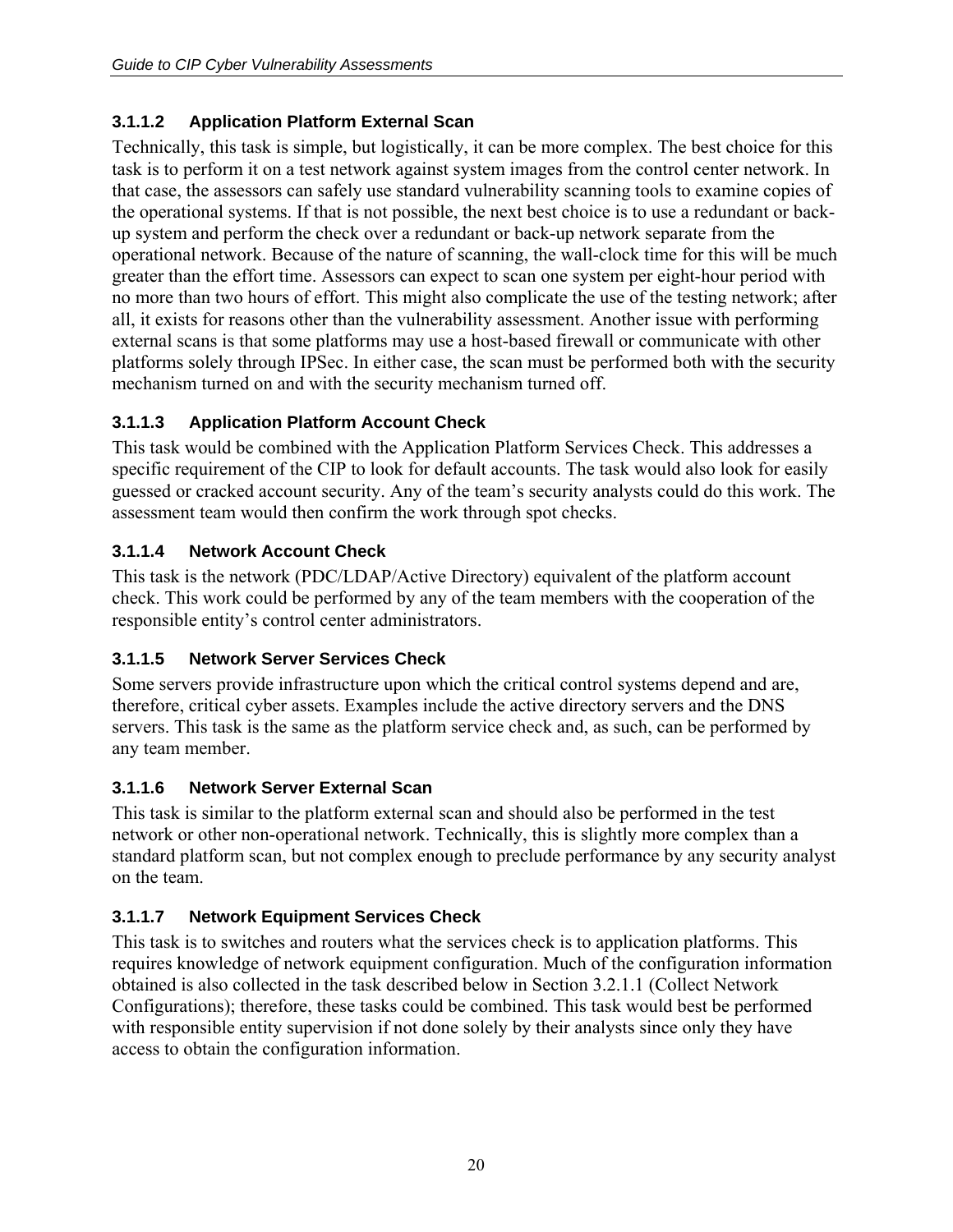#### 3.1.1.2 Application Platform External Scan

Technically, this task is simple, but logistically, it can be more complex. The best choice for this task is to perform it on a test network against system images from the control center network. In that case, the assessors can safely use standard vulnerability scanning tools to examine copies of the operational systems. If that is not possible, the next best choice is to use a redundant or back-up system and perform the check over a redundant or back-up network separate from the operational network. Because of the nature of scanning, the wall-clock time for this will be much greater than the effort time. Assessors can expect to scan one system per eight-hour period with no more than two hours of effort. This might also complicate the use of the testing network; after all, it exists for reasons other than the vulnerability assessment. Another issue with performing external scans is that some platforms may use a host-based firewall or communicate with other platforms solely through IPSec. In either case, the scan must be performed both with the security mechanism turned on and with the security mechanism turned off.

#### 3.1.1.3 Application Platform Account Check

This task would be combined with the Application Platform Services Check. This addresses a specific requirement of the CIP to look for default accounts. The task would also look for easily guessed or cracked account security. Any of the team's security analysts could do this work. The assessment team would then confirm the work through spot checks.

#### 3.1.1.4 Network Account Check

This task is the network (PDC/LDAP/Active Directory) equivalent of the platform account check. This work could be performed by any of the team members with the cooperation of the responsible entity's control center administrators.

#### 3.1.1.5 Network Server Services Check

Some servers provide infrastructure upon which the critical control systems depend and are, therefore, critical cyber assets. Examples include the active directory servers and the DNS servers. This task is the same as the platform service check and, as such, can be performed by any team member.

#### 3.1.1.6 Network Server External Scan

This task is similar to the platform external scan and should also be performed in the test network or other non-operational network. Technically, this is slightly more complex than a standard platform scan, but not complex enough to preclude performance by any security analyst on the team.

#### 3.1.1.7 Network Equipment Services Check

This task is to switches and routers what the services check is to application platforms. This requires knowledge of network equipment configuration. Much of the configuration information obtained is also collected in the task described below in Section 3.2.1.1 (Collect Network Configurations); therefore, these tasks could be combined. This task would best be performed with responsible entity supervision if not done solely by their analysts since only they have access to obtain the configuration information.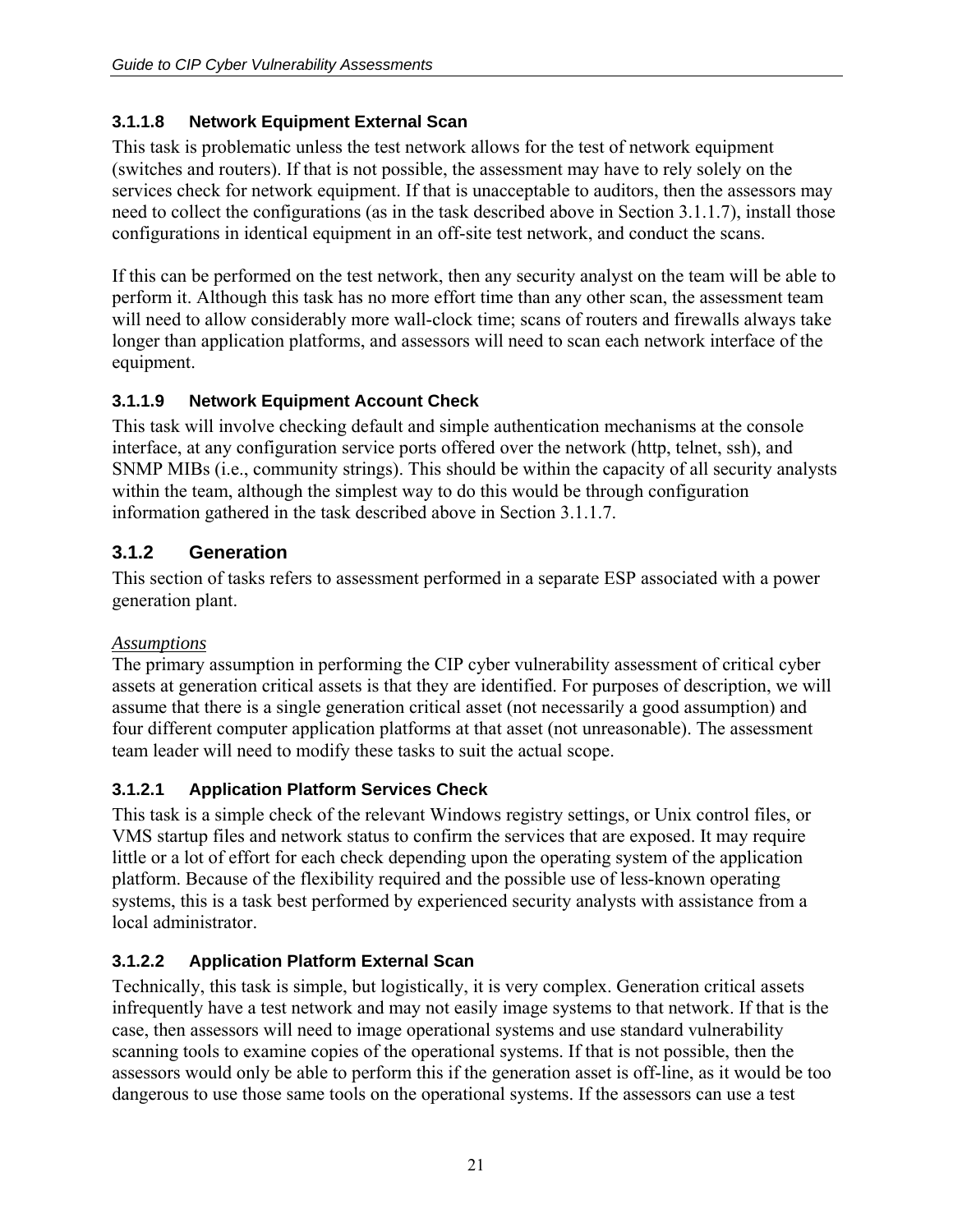#### 3.1.1.8 Network Equipment External Scan

This task is problematic unless the test network allows for the test of network equipment (switches and routers). If that is not possible, the assessment may have to rely solely on the services check for network equipment. If that is unacceptable to auditors, then the assessors may need to collect the configurations (as in the task described above in Section 3.1.1.7), install those configurations in identical equipment in an off-site test network, and conduct the scans.

If this can be performed on the test network, then any security analyst on the team will be able to perform it. Although this task has no more effort time than any other scan, the assessment team will need to allow considerably more wall-clock time; scans of routers and firewalls always take longer than application platforms, and assessors will need to scan each network interface of the equipment.

#### 3.1.1.9 Network Equipment Account Check

This task will involve checking default and simple authentication mechanisms at the console interface, at any configuration service ports offered over the network (http, telnet, ssh), and SNMP MIBs (i.e., community strings). This should be within the capacity of all security analysts within the team, although the simplest way to do this would be through configuration information gathered in the task described above in Section 3.1.1.7.

### 3.1.2 Generation

This section of tasks refers to assessment performed in a separate ESP associated with a power generation plant.

*Assumptions*

The primary assumption in performing the CIP cyber vulnerability assessment of critical cyber assets at generation critical assets is that they are identified. For purposes of description, we will assume that there is a single generation critical asset (not necessarily a good assumption) and four different computer application platforms at that asset (not unreasonable). The assessment team leader will need to modify these tasks to suit the actual scope.

#### 3.1.2.1 Application Platform Services Check

This task is a simple check of the relevant Windows registry settings, or Unix control files, or VMS startup files and network status to confirm the services that are exposed. It may require little or a lot of effort for each check depending upon the operating system of the application platform. Because of the flexibility required and the possible use of less-known operating systems, this is a task best performed by experienced security analysts with assistance from a local administrator.

#### 3.1.2.2 Application Platform External Scan

Technically, this task is simple, but logistically, it is very complex. Generation critical assets infrequently have a test network and may not easily image systems to that network. If that is the case, then assessors will need to image operational systems and use standard vulnerability scanning tools to examine copies of the operational systems. If that is not possible, then the assessors would only be able to perform this if the generation asset is off-line, as it would be too dangerous to use those same tools on the operational systems. If the assessors can use a test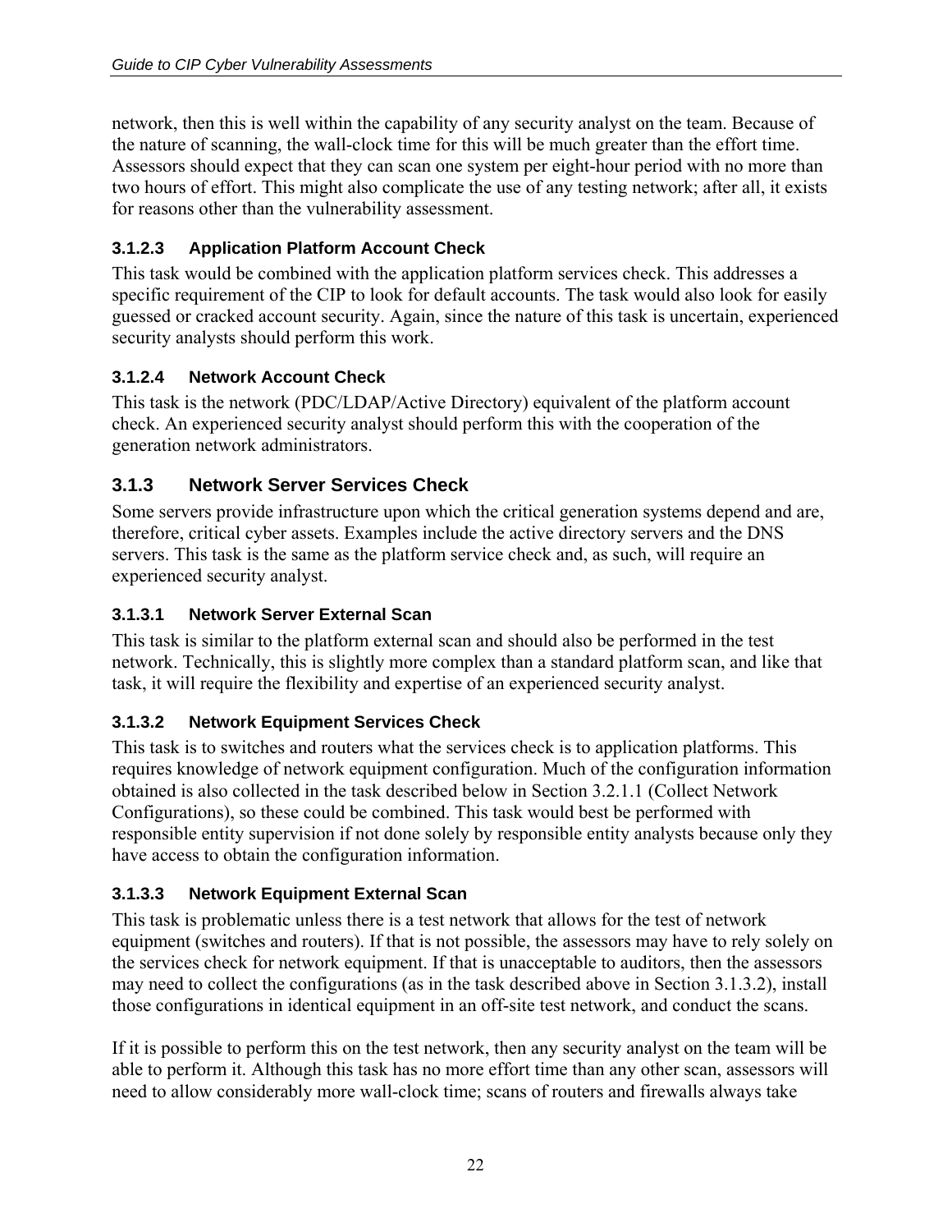network, then this is well within the capability of any security analyst on the team. Because of the nature of scanning, the wall-clock time for this will be much greater than the effort time. Assessors should expect that they can scan one system per eight-hour period with no more than two hours of effort. This might also complicate the use of any testing network; after all, it exists for reasons other than the vulnerability assessment.

#### 3.1.2.3 Application Platform Account Check

This task would be combined with the application platform services check. This addresses a specific requirement of the CIP to look for default accounts. The task would also look for easily guessed or cracked account security. Again, since the nature of this task is uncertain, experienced security analysts should perform this work.

#### 3.1.2.4 Network Account Check

This task is the network (PDC/LDAP/Active Directory) equivalent of the platform account check. An experienced security analyst should perform this with the cooperation of the generation network administrators.

### 3.1.3 Network Server Services Check

Some servers provide infrastructure upon which the critical generation systems depend and are, therefore, critical cyber assets. Examples include the active directory servers and the DNS servers. This task is the same as the platform service check and, as such, will require an experienced security analyst.

#### 3.1.3.1 Network Server External Scan

This task is similar to the platform external scan and should also be performed in the test network. Technically, this is slightly more complex than a standard platform scan, and like that task, it will require the flexibility and expertise of an experienced security analyst.

#### 3.1.3.2 Network Equipment Services Check

This task is to switches and routers what the services check is to application platforms. This requires knowledge of network equipment configuration. Much of the configuration information obtained is also collected in the task described below in Section 3.2.1.1 (Collect Network Configurations), so these could be combined. This task would best be performed with responsible entity supervision if not done solely by responsible entity analysts because only they have access to obtain the configuration information.

#### 3.1.3.3 Network Equipment External Scan

This task is problematic unless there is a test network that allows for the test of network equipment (switches and routers). If that is not possible, the assessors may have to rely solely on the services check for network equipment. If that is unacceptable to auditors, then the assessors may need to collect the configurations (as in the task described above in Section 3.1.3.2), install those configurations in identical equipment in an off-site test network, and conduct the scans.

If it is possible to perform this on the test network, then any security analyst on the team will be able to perform it. Although this task has no more effort time than any other scan, assessors will need to allow considerably more wall-clock time; scans of routers and firewalls always take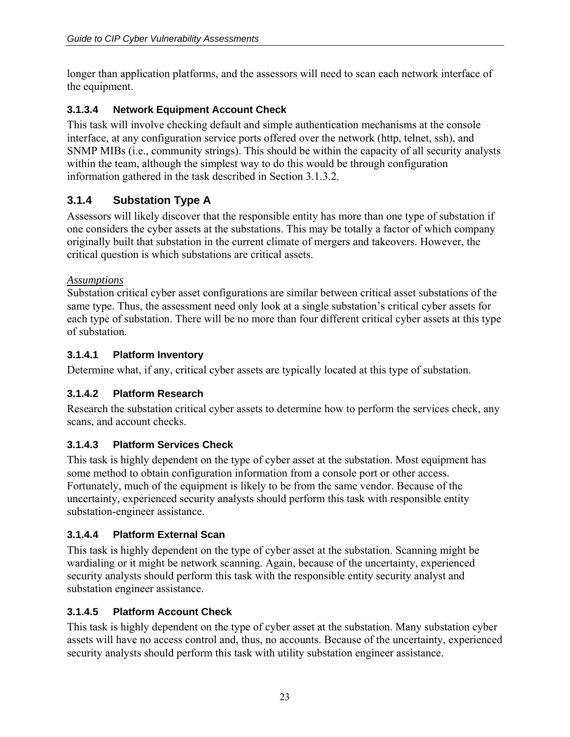longer than application platforms, and the assessors will need to scan each network interface of the equipment.

#### 3.1.3.4 Network Equipment Account Check

This task will involve checking default and simple authentication mechanisms at the console interface, at any configuration service ports offered over the network (http, telnet, ssh), and SNMP MIBs (i.e., community strings). This should be within the capacity of all security analysts within the team, although the simplest way to do this would be through configuration information gathered in the task described in Section 3.1.3.2.

### 3.1.4 Substation Type A

Assessors will likely discover that the responsible entity has more than one type of substation if one considers the cyber assets at the substations. This may be totally a factor of which company originally built that substation in the current climate of mergers and takeovers. However, the critical question is which substations are critical assets.

*Assumptions*

Substation critical cyber asset configurations are similar between critical asset substations of the same type. Thus, the assessment need only look at a single substation's critical cyber assets for each type of substation. There will be no more than four different critical cyber assets at this type of substation.

#### 3.1.4.1 Platform Inventory

Determine what, if any, critical cyber assets are typically located at this type of substation.

#### 3.1.4.2 Platform Research

Research the substation critical cyber assets to determine how to perform the services check, any scans, and account checks.

#### 3.1.4.3 Platform Services Check

This task is highly dependent on the type of cyber asset at the substation. Most equipment has some method to obtain configuration information from a console port or other access. Fortunately, much of the equipment is likely to be from the same vendor. Because of the uncertainty, experienced security analysts should perform this task with responsible entity substation-engineer assistance.

#### 3.1.4.4 Platform External Scan

This task is highly dependent on the type of cyber asset at the substation. Scanning might be wardialing or it might be network scanning. Again, because of the uncertainty, experienced security analysts should perform this task with the responsible entity security analyst and substation engineer assistance.

#### 3.1.4.5 Platform Account Check

This task is highly dependent on the type of cyber asset at the substation. Many substation cyber assets will have no access control and, thus, no accounts. Because of the uncertainty, experienced security analysts should perform this task with utility substation engineer assistance.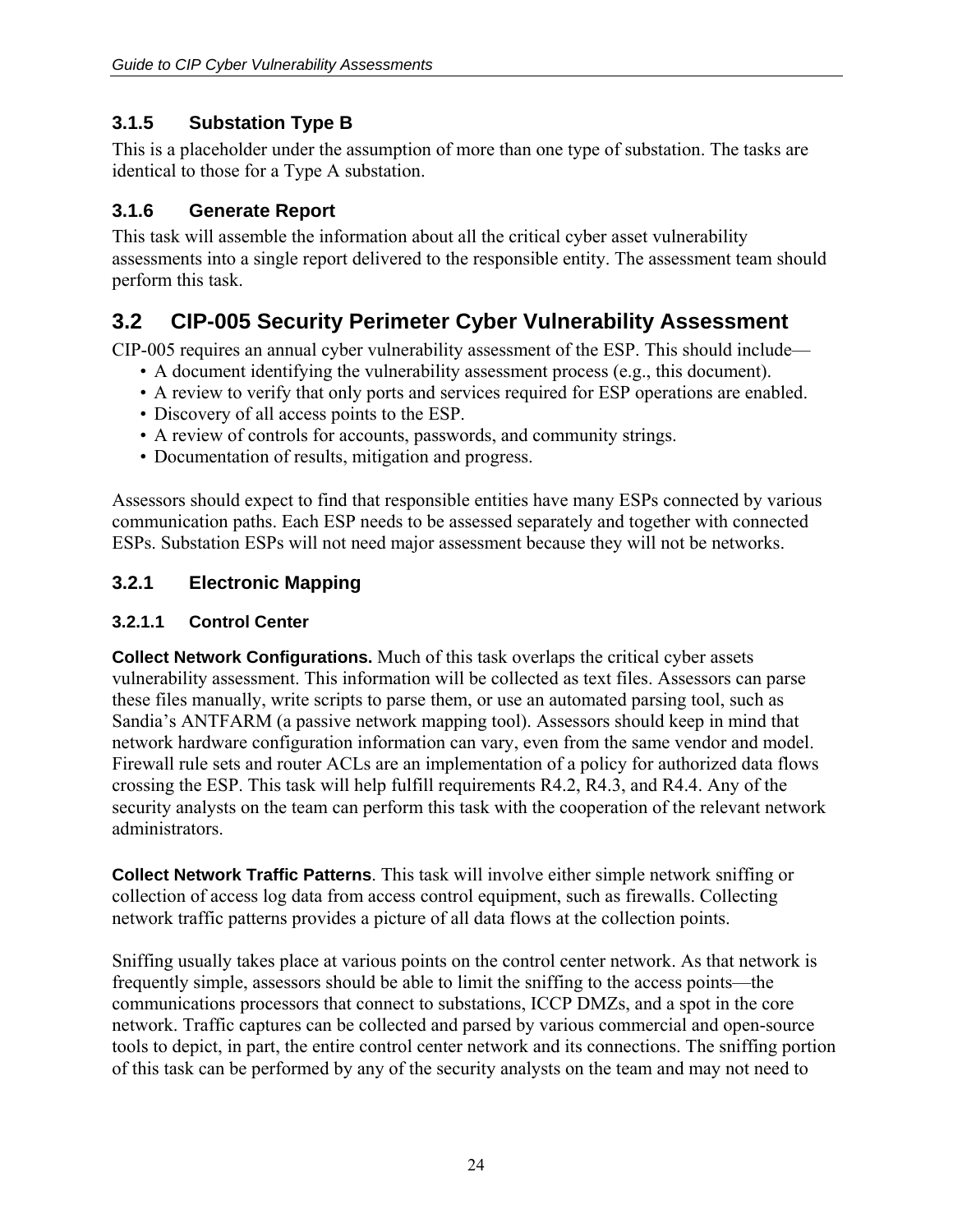### 3.1.5 Substation Type B

This is a placeholder under the assumption of more than one type of substation. The tasks are identical to those for a Type A substation.

### 3.1.6 Generate Report

This task will assemble the information about all the critical cyber asset vulnerability assessments into a single report delivered to the responsible entity. The assessment team should perform this task.

## 3.2 CIP-005 Security Perimeter Cyber Vulnerability Assessment

CIP-005 requires an annual cyber vulnerability assessment of the ESP. This should include—

- A document identifying the vulnerability assessment process (e.g., this document).
- A review to verify that only ports and services required for ESP operations are enabled.
- Discovery of all access points to the ESP.
- A review of controls for accounts, passwords, and community strings.
- Documentation of results, mitigation and progress.

Assessors should expect to find that responsible entities have many ESPs connected by various communication paths. Each ESP needs to be assessed separately and together with connected ESPs. Substation ESPs will not need major assessment because they will not be networks.

### 3.2.1 Electronic Mapping

#### 3.2.1.1 Control Center

**Collect Network Configurations.** Much of this task overlaps the critical cyber assets vulnerability assessment. This information will be collected as text files. Assessors can parse these files manually, write scripts to parse them, or use an automated parsing tool, such as Sandia's ANTFARM (a passive network mapping tool). Assessors should keep in mind that network hardware configuration information can vary, even from the same vendor and model. Firewall rule sets and router ACLs are an implementation of a policy for authorized data flows crossing the ESP. This task will help fulfill requirements R4.2, R4.3, and R4.4. Any of the security analysts on the team can perform this task with the cooperation of the relevant network administrators.

**Collect Network Traffic Patterns**. This task will involve either simple network sniffing or collection of access log data from access control equipment, such as firewalls. Collecting network traffic patterns provides a picture of all data flows at the collection points.

Sniffing usually takes place at various points on the control center network. As that network is frequently simple, assessors should be able to limit the sniffing to the access points—the communications processors that connect to substations, ICCP DMZs, and a spot in the core network. Traffic captures can be collected and parsed by various commercial and open-source tools to depict, in part, the entire control center network and its connections. The sniffing portion of this task can be performed by any of the security analysts on the team and may not need to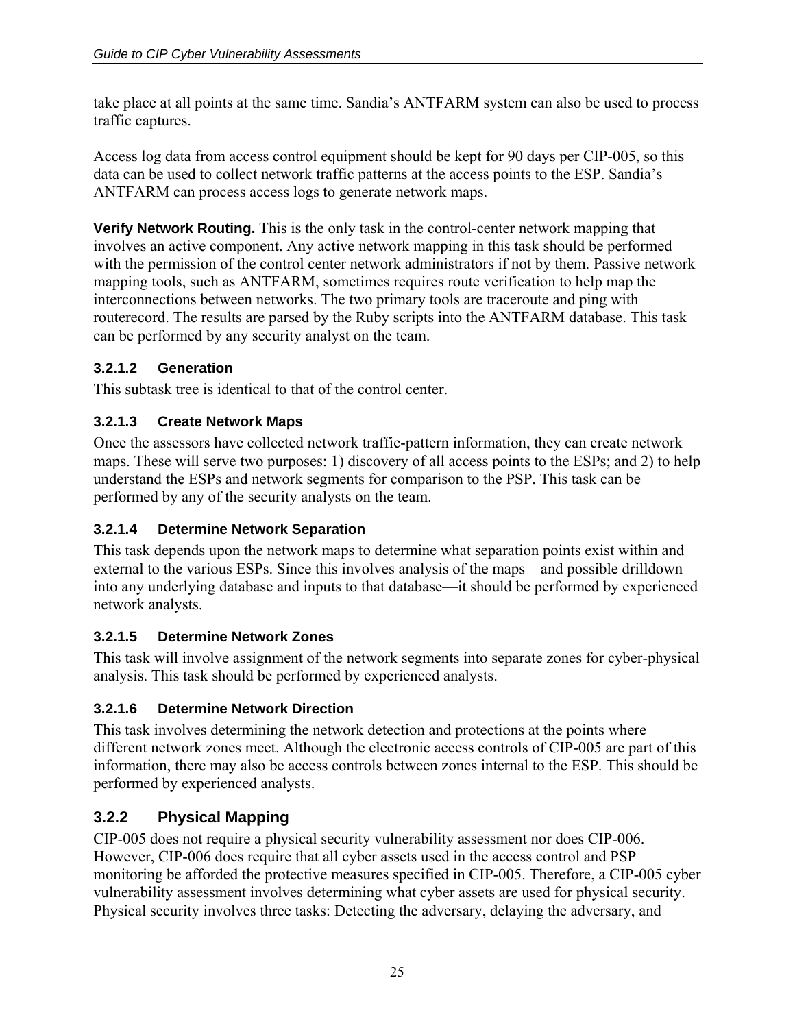take place at all points at the same time. Sandia's ANTFARM system can also be used to process traffic captures.

Access log data from access control equipment should be kept for 90 days per CIP-005, so this data can be used to collect network traffic patterns at the access points to the ESP. Sandia's ANTFARM can process access logs to generate network maps.

**Verify Network Routing.** This is the only task in the control-center network mapping that involves an active component. Any active network mapping in this task should be performed with the permission of the control center network administrators if not by them. Passive network mapping tools, such as ANTFARM, sometimes requires route verification to help map the interconnections between networks. The two primary tools are traceroute and ping with routerecord. The results are parsed by the Ruby scripts into the ANTFARM database. This task can be performed by any security analyst on the team.

#### 3.2.1.2 Generation

This subtask tree is identical to that of the control center.

#### 3.2.1.3 Create Network Maps

Once the assessors have collected network traffic-pattern information, they can create network maps. These will serve two purposes: 1) discovery of all access points to the ESPs; and 2) to help understand the ESPs and network segments for comparison to the PSP. This task can be performed by any of the security analysts on the team.

#### 3.2.1.4 Determine Network Separation

This task depends upon the network maps to determine what separation points exist within and external to the various ESPs. Since this involves analysis of the maps—and possible drilldown into any underlying database and inputs to that database—it should be performed by experienced network analysts.

#### 3.2.1.5 Determine Network Zones

This task will involve assignment of the network segments into separate zones for cyber-physical analysis. This task should be performed by experienced analysts.

#### 3.2.1.6 Determine Network Direction

This task involves determining the network detection and protections at the points where different network zones meet. Although the electronic access controls of CIP-005 are part of this information, there may also be access controls between zones internal to the ESP. This should be performed by experienced analysts.

### 3.2.2 Physical Mapping

CIP-005 does not require a physical security vulnerability assessment nor does CIP-006. However, CIP-006 does require that all cyber assets used in the access control and PSP monitoring be afforded the protective measures specified in CIP-005. Therefore, a CIP-005 cyber vulnerability assessment involves determining what cyber assets are used for physical security. Physical security involves three tasks: Detecting the adversary, delaying the adversary, and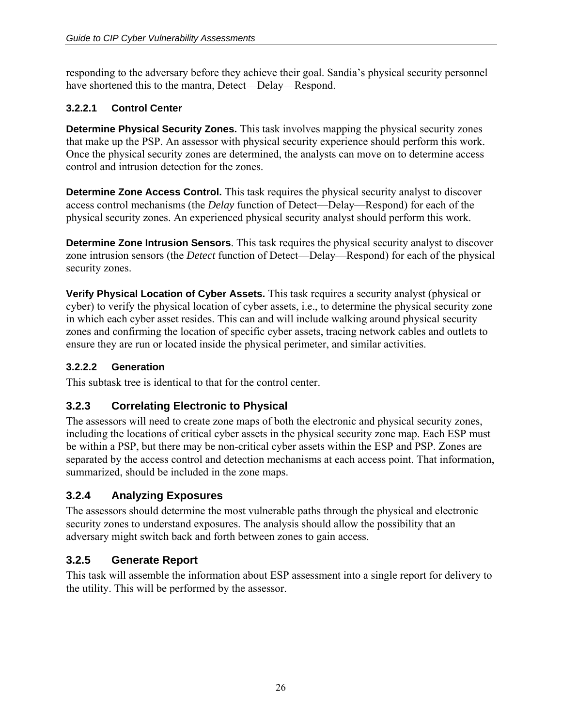responding to the adversary before they achieve their goal. Sandia's physical security personnel have shortened this to the mantra, Detect—Delay—Respond.

#### 3.2.2.1 Control Center

**Determine Physical Security Zones.** This task involves mapping the physical security zones that make up the PSP. An assessor with physical security experience should perform this work. Once the physical security zones are determined, the analysts can move on to determine access control and intrusion detection for the zones.

**Determine Zone Access Control.** This task requires the physical security analyst to discover access control mechanisms (the *Delay* function of Detect—Delay—Respond) for each of the physical security zones. An experienced physical security analyst should perform this work.

**Determine Zone Intrusion Sensors**. This task requires the physical security analyst to discover zone intrusion sensors (the *Detect* function of Detect—Delay—Respond) for each of the physical security zones.

**Verify Physical Location of Cyber Assets.** This task requires a security analyst (physical or cyber) to verify the physical location of cyber assets, i.e., to determine the physical security zone in which each cyber asset resides. This can and will include walking around physical security zones and confirming the location of specific cyber assets, tracing network cables and outlets to ensure they are run or located inside the physical perimeter, and similar activities.

#### 3.2.2.2 Generation

This subtask tree is identical to that for the control center.

### 3.2.3 Correlating Electronic to Physical

The assessors will need to create zone maps of both the electronic and physical security zones, including the locations of critical cyber assets in the physical security zone map. Each ESP must be within a PSP, but there may be non-critical cyber assets within the ESP and PSP. Zones are separated by the access control and detection mechanisms at each access point. That information, summarized, should be included in the zone maps.

### 3.2.4 Analyzing Exposures

The assessors should determine the most vulnerable paths through the physical and electronic security zones to understand exposures. The analysis should allow the possibility that an adversary might switch back and forth between zones to gain access.

### 3.2.5 Generate Report

This task will assemble the information about ESP assessment into a single report for delivery to the utility. This will be performed by the assessor.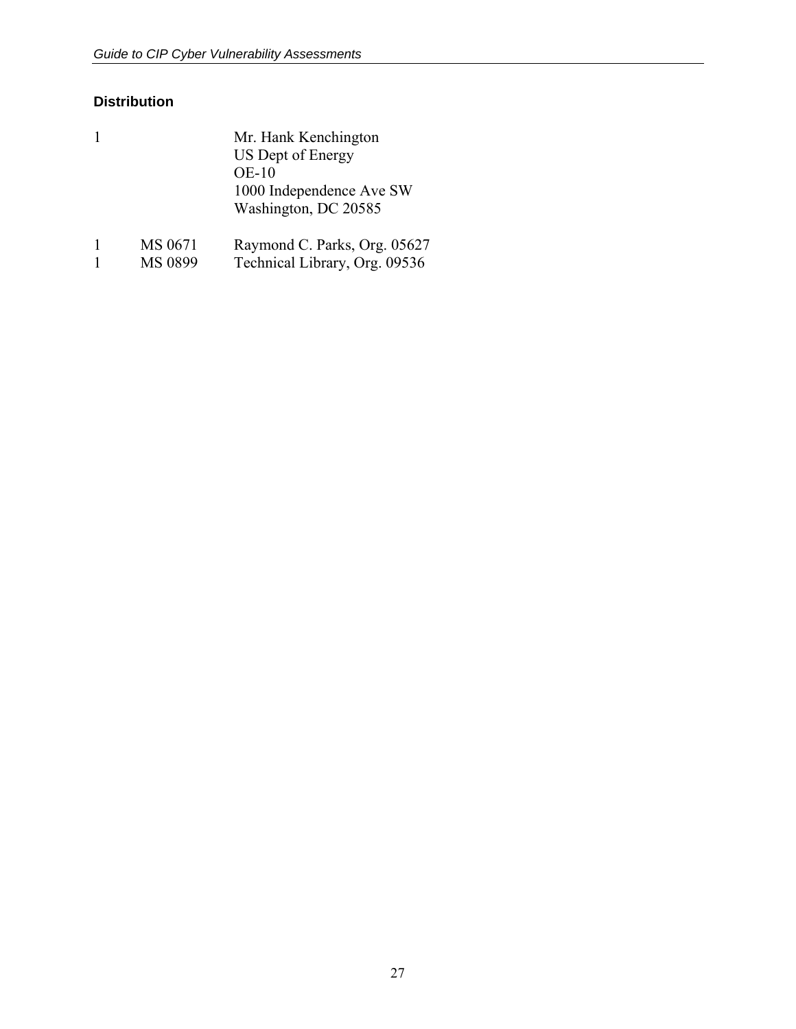## Distribution

| | | |
|---|---|---|
| 1 | | Mr. Hank Kenchington<br>US Dept of Energy<br>OE-10<br>1000 Independence Ave SW<br>Washington, DC 20585 |
| 1 | MS 0671 | Raymond C. Parks, Org. 05627 |
| 1 | MS 0899 | Technical Library, Org. 09536 |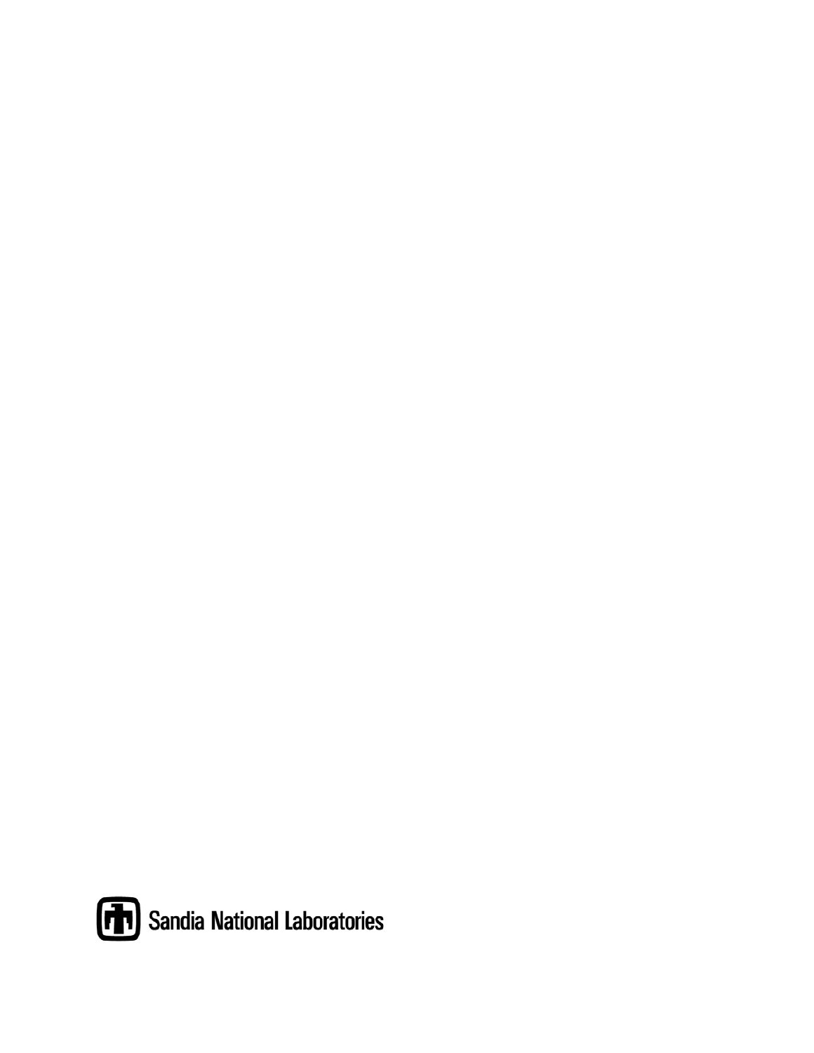Sandia National Laboratories